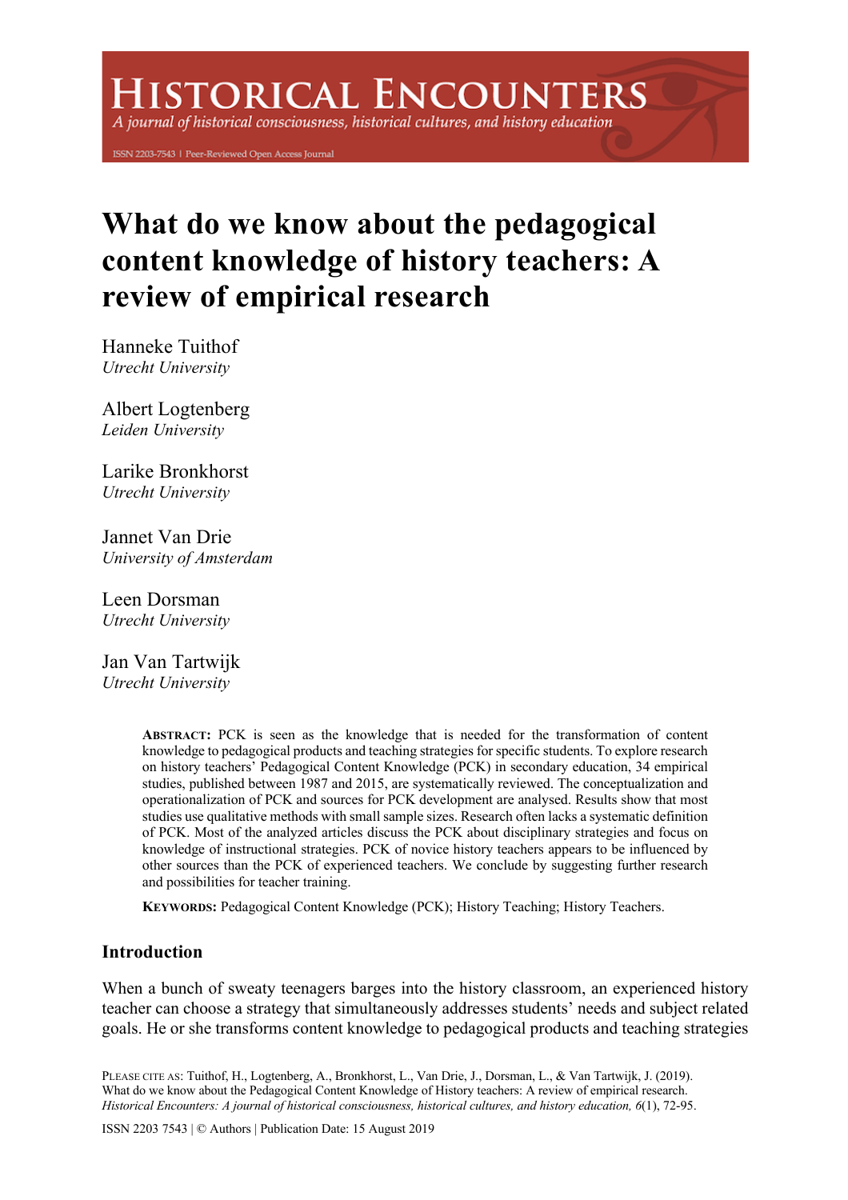# HISTORICAL ENCOUNTERS

*A journal of historical consciousness, historical cultures, and history education*

ISSN 2203-7543 | Peer-Reviewed Open Access Journal

# What do we know about the pedagogical content knowledge of history teachers: A review of empirical research

Hanneke Tuithof
*Utrecht University*

Albert Logtenberg
*Leiden University*

Larike Bronkhorst
*Utrecht University*

Jannet Van Drie
*University of Amsterdam*

Leen Dorsman
*Utrecht University*

Jan Van Tartwijk
*Utrecht University*

**ABSTRACT:** PCK is seen as the knowledge that is needed for the transformation of content knowledge to pedagogical products and teaching strategies for specific students. To explore research on history teachers' Pedagogical Content Knowledge (PCK) in secondary education, 34 empirical studies, published between 1987 and 2015, are systematically reviewed. The conceptualization and operationalization of PCK and sources for PCK development are analysed. Results show that most studies use qualitative methods with small sample sizes. Research often lacks a systematic definition of PCK. Most of the analyzed articles discuss the PCK about disciplinary strategies and focus on knowledge of instructional strategies. PCK of novice history teachers appears to be influenced by other sources than the PCK of experienced teachers. We conclude by suggesting further research and possibilities for teacher training.

**KEYWORDS:** Pedagogical Content Knowledge (PCK); History Teaching; History Teachers.

## Introduction

When a bunch of sweaty teenagers barges into the history classroom, an experienced history teacher can choose a strategy that simultaneously addresses students' needs and subject related goals. He or she transforms content knowledge to pedagogical products and teaching strategies

PLEASE CITE AS: Tuithof, H., Logtenberg, A., Bronkhorst, L., Van Drie, J., Dorsman, L., & Van Tartwijk, J. (2019). What do we know about the Pedagogical Content Knowledge of History teachers: A review of empirical research. *Historical Encounters: A journal of historical consciousness, historical cultures, and history education, 6*(1), 72-95.

ISSN 2203 7543 | © Authors | Publication Date: 15 August 2019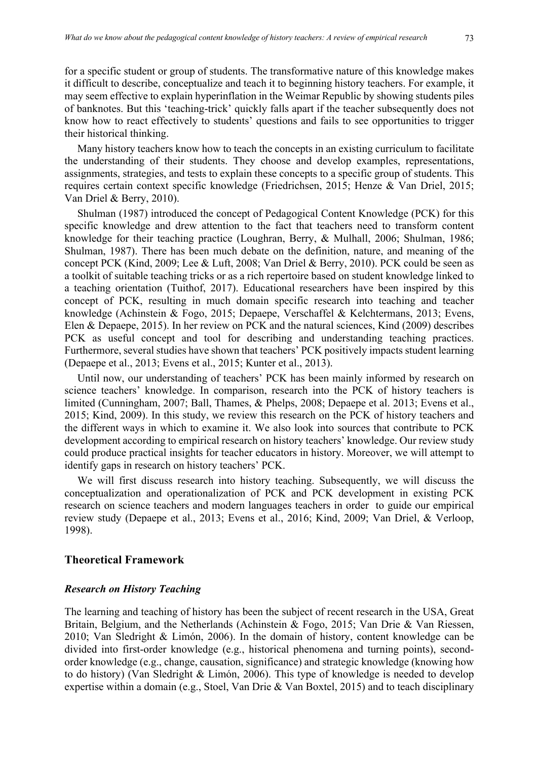for a specific student or group of students. The transformative nature of this knowledge makes it difficult to describe, conceptualize and teach it to beginning history teachers. For example, it may seem effective to explain hyperinflation in the Weimar Republic by showing students piles of banknotes. But this 'teaching-trick' quickly falls apart if the teacher subsequently does not know how to react effectively to students' questions and fails to see opportunities to trigger their historical thinking.

Many history teachers know how to teach the concepts in an existing curriculum to facilitate the understanding of their students. They choose and develop examples, representations, assignments, strategies, and tests to explain these concepts to a specific group of students. This requires certain context specific knowledge (Friedrichsen, 2015; Henze & Van Driel, 2015; Van Driel & Berry, 2010).

Shulman (1987) introduced the concept of Pedagogical Content Knowledge (PCK) for this specific knowledge and drew attention to the fact that teachers need to transform content knowledge for their teaching practice (Loughran, Berry, & Mulhall, 2006; Shulman, 1986; Shulman, 1987). There has been much debate on the definition, nature, and meaning of the concept PCK (Kind, 2009; Lee & Luft, 2008; Van Driel & Berry, 2010). PCK could be seen as a toolkit of suitable teaching tricks or as a rich repertoire based on student knowledge linked to a teaching orientation (Tuithof, 2017). Educational researchers have been inspired by this concept of PCK, resulting in much domain specific research into teaching and teacher knowledge (Achinstein & Fogo, 2015; Depaepe, Verschaffel & Kelchtermans, 2013; Evens, Elen & Depaepe, 2015). In her review on PCK and the natural sciences, Kind (2009) describes PCK as useful concept and tool for describing and understanding teaching practices. Furthermore, several studies have shown that teachers' PCK positively impacts student learning (Depaepe et al., 2013; Evens et al., 2015; Kunter et al., 2013).

Until now, our understanding of teachers' PCK has been mainly informed by research on science teachers' knowledge. In comparison, research into the PCK of history teachers is limited (Cunningham, 2007; Ball, Thames, & Phelps, 2008; Depaepe et al. 2013; Evens et al., 2015; Kind, 2009). In this study, we review this research on the PCK of history teachers and the different ways in which to examine it. We also look into sources that contribute to PCK development according to empirical research on history teachers' knowledge. Our review study could produce practical insights for teacher educators in history. Moreover, we will attempt to identify gaps in research on history teachers' PCK.

We will first discuss research into history teaching. Subsequently, we will discuss the conceptualization and operationalization of PCK and PCK development in existing PCK research on science teachers and modern languages teachers in order to guide our empirical review study (Depaepe et al., 2013; Evens et al., 2016; Kind, 2009; Van Driel, & Verloop, 1998).

## Theoretical Framework

### *Research on History Teaching*

The learning and teaching of history has been the subject of recent research in the USA, Great Britain, Belgium, and the Netherlands (Achinstein & Fogo, 2015; Van Drie & Van Riessen, 2010; Van Sledright & Limón, 2006). In the domain of history, content knowledge can be divided into first-order knowledge (e.g., historical phenomena and turning points), second-order knowledge (e.g., change, causation, significance) and strategic knowledge (knowing how to do history) (Van Sledright & Limón, 2006). This type of knowledge is needed to develop expertise within a domain (e.g., Stoel, Van Drie & Van Boxtel, 2015) and to teach disciplinary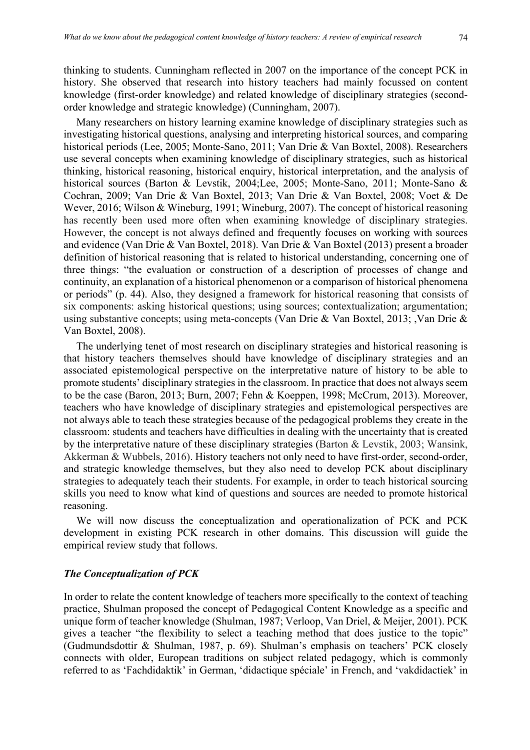thinking to students. Cunningham reflected in 2007 on the importance of the concept PCK in history. She observed that research into history teachers had mainly focussed on content knowledge (first-order knowledge) and related knowledge of disciplinary strategies (second-order knowledge and strategic knowledge) (Cunningham, 2007).

Many researchers on history learning examine knowledge of disciplinary strategies such as investigating historical questions, analysing and interpreting historical sources, and comparing historical periods (Lee, 2005; Monte-Sano, 2011; Van Drie & Van Boxtel, 2008). Researchers use several concepts when examining knowledge of disciplinary strategies, such as historical thinking, historical reasoning, historical enquiry, historical interpretation, and the analysis of historical sources (Barton & Levstik, 2004;Lee, 2005; Monte-Sano, 2011; Monte-Sano & Cochran, 2009; Van Drie & Van Boxtel, 2013; Van Drie & Van Boxtel, 2008; Voet & De Wever, 2016; Wilson & Wineburg, 1991; Wineburg, 2007). The concept of historical reasoning has recently been used more often when examining knowledge of disciplinary strategies. However, the concept is not always defined and frequently focuses on working with sources and evidence (Van Drie & Van Boxtel, 2018). Van Drie & Van Boxtel (2013) present a broader definition of historical reasoning that is related to historical understanding, concerning one of three things: "the evaluation or construction of a description of processes of change and continuity, an explanation of a historical phenomenon or a comparison of historical phenomena or periods" (p. 44). Also, they designed a framework for historical reasoning that consists of six components: asking historical questions; using sources; contextualization; argumentation; using substantive concepts; using meta-concepts (Van Drie & Van Boxtel, 2013; ,Van Drie & Van Boxtel, 2008).

The underlying tenet of most research on disciplinary strategies and historical reasoning is that history teachers themselves should have knowledge of disciplinary strategies and an associated epistemological perspective on the interpretative nature of history to be able to promote students' disciplinary strategies in the classroom. In practice that does not always seem to be the case (Baron, 2013; Burn, 2007; Fehn & Koeppen, 1998; McCrum, 2013). Moreover, teachers who have knowledge of disciplinary strategies and epistemological perspectives are not always able to teach these strategies because of the pedagogical problems they create in the classroom: students and teachers have difficulties in dealing with the uncertainty that is created by the interpretative nature of these disciplinary strategies (Barton & Levstik, 2003; Wansink, Akkerman & Wubbels, 2016). History teachers not only need to have first-order, second-order, and strategic knowledge themselves, but they also need to develop PCK about disciplinary strategies to adequately teach their students. For example, in order to teach historical sourcing skills you need to know what kind of questions and sources are needed to promote historical reasoning.

We will now discuss the conceptualization and operationalization of PCK and PCK development in existing PCK research in other domains. This discussion will guide the empirical review study that follows.

### *The Conceptualization of PCK*

In order to relate the content knowledge of teachers more specifically to the context of teaching practice, Shulman proposed the concept of Pedagogical Content Knowledge as a specific and unique form of teacher knowledge (Shulman, 1987; Verloop, Van Driel, & Meijer, 2001). PCK gives a teacher "the flexibility to select a teaching method that does justice to the topic" (Gudmundsdottir & Shulman, 1987, p. 69). Shulman's emphasis on teachers' PCK closely connects with older, European traditions on subject related pedagogy, which is commonly referred to as 'Fachdidaktik' in German, 'didactique spéciale' in French, and 'vakdidactiek' in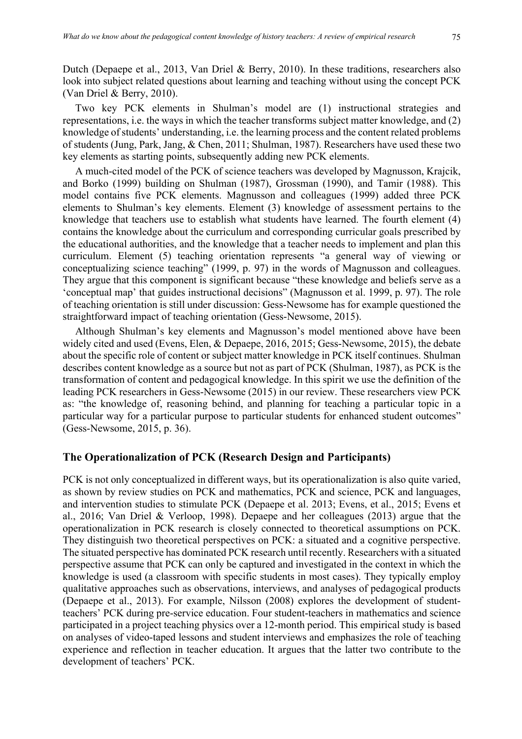Dutch (Depaepe et al., 2013, Van Driel & Berry, 2010). In these traditions, researchers also look into subject related questions about learning and teaching without using the concept PCK (Van Driel & Berry, 2010).

Two key PCK elements in Shulman's model are (1) instructional strategies and representations, i.e. the ways in which the teacher transforms subject matter knowledge, and (2) knowledge of students' understanding, i.e. the learning process and the content related problems of students (Jung, Park, Jang, & Chen, 2011; Shulman, 1987). Researchers have used these two key elements as starting points, subsequently adding new PCK elements.

A much-cited model of the PCK of science teachers was developed by Magnusson, Krajcik, and Borko (1999) building on Shulman (1987), Grossman (1990), and Tamir (1988). This model contains five PCK elements. Magnusson and colleagues (1999) added three PCK elements to Shulman's key elements. Element (3) knowledge of assessment pertains to the knowledge that teachers use to establish what students have learned. The fourth element (4) contains the knowledge about the curriculum and corresponding curricular goals prescribed by the educational authorities, and the knowledge that a teacher needs to implement and plan this curriculum. Element (5) teaching orientation represents "a general way of viewing or conceptualizing science teaching" (1999, p. 97) in the words of Magnusson and colleagues. They argue that this component is significant because "these knowledge and beliefs serve as a 'conceptual map' that guides instructional decisions" (Magnusson et al. 1999, p. 97). The role of teaching orientation is still under discussion: Gess-Newsome has for example questioned the straightforward impact of teaching orientation (Gess-Newsome, 2015).

Although Shulman's key elements and Magnusson's model mentioned above have been widely cited and used (Evens, Elen, & Depaepe, 2016, 2015; Gess-Newsome, 2015), the debate about the specific role of content or subject matter knowledge in PCK itself continues. Shulman describes content knowledge as a source but not as part of PCK (Shulman, 1987), as PCK is the transformation of content and pedagogical knowledge. In this spirit we use the definition of the leading PCK researchers in Gess-Newsome (2015) in our review. These researchers view PCK as: "the knowledge of, reasoning behind, and planning for teaching a particular topic in a particular way for a particular purpose to particular students for enhanced student outcomes" (Gess-Newsome, 2015, p. 36).

## The Operationalization of PCK (Research Design and Participants)

PCK is not only conceptualized in different ways, but its operationalization is also quite varied, as shown by review studies on PCK and mathematics, PCK and science, PCK and languages, and intervention studies to stimulate PCK (Depaepe et al. 2013; Evens, et al., 2015; Evens et al., 2016; Van Driel & Verloop, 1998). Depaepe and her colleagues (2013) argue that the operationalization in PCK research is closely connected to theoretical assumptions on PCK. They distinguish two theoretical perspectives on PCK: a situated and a cognitive perspective. The situated perspective has dominated PCK research until recently. Researchers with a situated perspective assume that PCK can only be captured and investigated in the context in which the knowledge is used (a classroom with specific students in most cases). They typically employ qualitative approaches such as observations, interviews, and analyses of pedagogical products (Depaepe et al., 2013). For example, Nilsson (2008) explores the development of student-teachers' PCK during pre-service education. Four student-teachers in mathematics and science participated in a project teaching physics over a 12-month period. This empirical study is based on analyses of video-taped lessons and student interviews and emphasizes the role of teaching experience and reflection in teacher education. It argues that the latter two contribute to the development of teachers' PCK.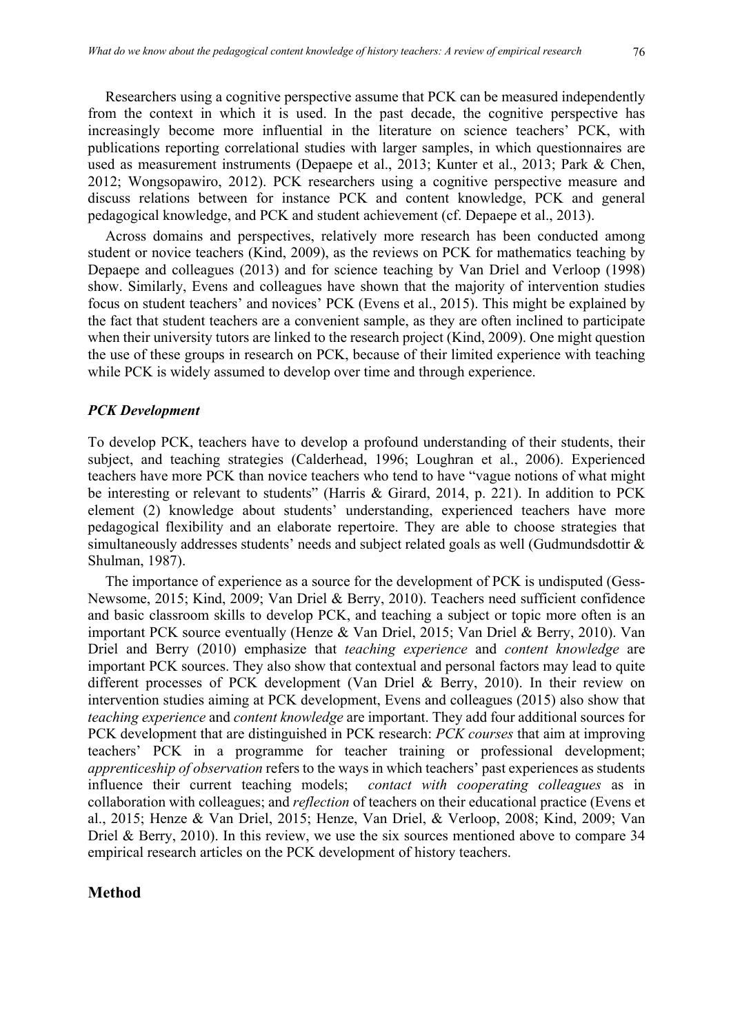Researchers using a cognitive perspective assume that PCK can be measured independently from the context in which it is used. In the past decade, the cognitive perspective has increasingly become more influential in the literature on science teachers' PCK, with publications reporting correlational studies with larger samples, in which questionnaires are used as measurement instruments (Depaepe et al., 2013; Kunter et al., 2013; Park & Chen, 2012; Wongsopawiro, 2012). PCK researchers using a cognitive perspective measure and discuss relations between for instance PCK and content knowledge, PCK and general pedagogical knowledge, and PCK and student achievement (cf. Depaepe et al., 2013).

Across domains and perspectives, relatively more research has been conducted among student or novice teachers (Kind, 2009), as the reviews on PCK for mathematics teaching by Depaepe and colleagues (2013) and for science teaching by Van Driel and Verloop (1998) show. Similarly, Evens and colleagues have shown that the majority of intervention studies focus on student teachers' and novices' PCK (Evens et al., 2015). This might be explained by the fact that student teachers are a convenient sample, as they are often inclined to participate when their university tutors are linked to the research project (Kind, 2009). One might question the use of these groups in research on PCK, because of their limited experience with teaching while PCK is widely assumed to develop over time and through experience.

### *PCK Development*

To develop PCK, teachers have to develop a profound understanding of their students, their subject, and teaching strategies (Calderhead, 1996; Loughran et al., 2006). Experienced teachers have more PCK than novice teachers who tend to have "vague notions of what might be interesting or relevant to students" (Harris & Girard, 2014, p. 221). In addition to PCK element (2) knowledge about students' understanding, experienced teachers have more pedagogical flexibility and an elaborate repertoire. They are able to choose strategies that simultaneously addresses students' needs and subject related goals as well (Gudmundsdottir & Shulman, 1987).

The importance of experience as a source for the development of PCK is undisputed (Gess-Newsome, 2015; Kind, 2009; Van Driel & Berry, 2010). Teachers need sufficient confidence and basic classroom skills to develop PCK, and teaching a subject or topic more often is an important PCK source eventually (Henze & Van Driel, 2015; Van Driel & Berry, 2010). Van Driel and Berry (2010) emphasize that *teaching experience* and *content knowledge* are important PCK sources. They also show that contextual and personal factors may lead to quite different processes of PCK development (Van Driel & Berry, 2010). In their review on intervention studies aiming at PCK development, Evens and colleagues (2015) also show that *teaching experience* and *content knowledge* are important. They add four additional sources for PCK development that are distinguished in PCK research: *PCK courses* that aim at improving teachers' PCK in a programme for teacher training or professional development; *apprenticeship of observation* refers to the ways in which teachers' past experiences as students influence their current teaching models; *contact with cooperating colleagues* as in collaboration with colleagues; and *reflection* of teachers on their educational practice (Evens et al., 2015; Henze & Van Driel, 2015; Henze, Van Driel, & Verloop, 2008; Kind, 2009; Van Driel & Berry, 2010). In this review, we use the six sources mentioned above to compare 34 empirical research articles on the PCK development of history teachers.

## Method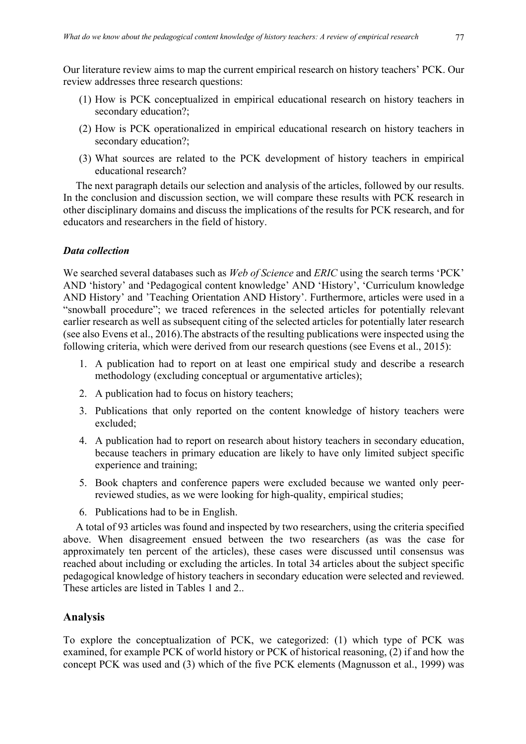Our literature review aims to map the current empirical research on history teachers' PCK. Our review addresses three research questions:

(1) How is PCK conceptualized in empirical educational research on history teachers in secondary education?;

(2) How is PCK operationalized in empirical educational research on history teachers in secondary education?;

(3) What sources are related to the PCK development of history teachers in empirical educational research?

The next paragraph details our selection and analysis of the articles, followed by our results. In the conclusion and discussion section, we will compare these results with PCK research in other disciplinary domains and discuss the implications of the results for PCK research, and for educators and researchers in the field of history.

### *Data collection*

We searched several databases such as *Web of Science* and *ERIC* using the search terms 'PCK' AND 'history' and 'Pedagogical content knowledge' AND 'History', 'Curriculum knowledge AND History' and 'Teaching Orientation AND History'. Furthermore, articles were used in a "snowball procedure"; we traced references in the selected articles for potentially relevant earlier research as well as subsequent citing of the selected articles for potentially later research (see also Evens et al., 2016).The abstracts of the resulting publications were inspected using the following criteria, which were derived from our research questions (see Evens et al., 2015):

1. A publication had to report on at least one empirical study and describe a research methodology (excluding conceptual or argumentative articles);
2. A publication had to focus on history teachers;
3. Publications that only reported on the content knowledge of history teachers were excluded;
4. A publication had to report on research about history teachers in secondary education, because teachers in primary education are likely to have only limited subject specific experience and training;
5. Book chapters and conference papers were excluded because we wanted only peer-reviewed studies, as we were looking for high-quality, empirical studies;
6. Publications had to be in English.

A total of 93 articles was found and inspected by two researchers, using the criteria specified above. When disagreement ensued between the two researchers (as was the case for approximately ten percent of the articles), these cases were discussed until consensus was reached about including or excluding the articles. In total 34 articles about the subject specific pedagogical knowledge of history teachers in secondary education were selected and reviewed. These articles are listed in Tables 1 and 2..

## Analysis

To explore the conceptualization of PCK, we categorized: (1) which type of PCK was examined, for example PCK of world history or PCK of historical reasoning, (2) if and how the concept PCK was used and (3) which of the five PCK elements (Magnusson et al., 1999) was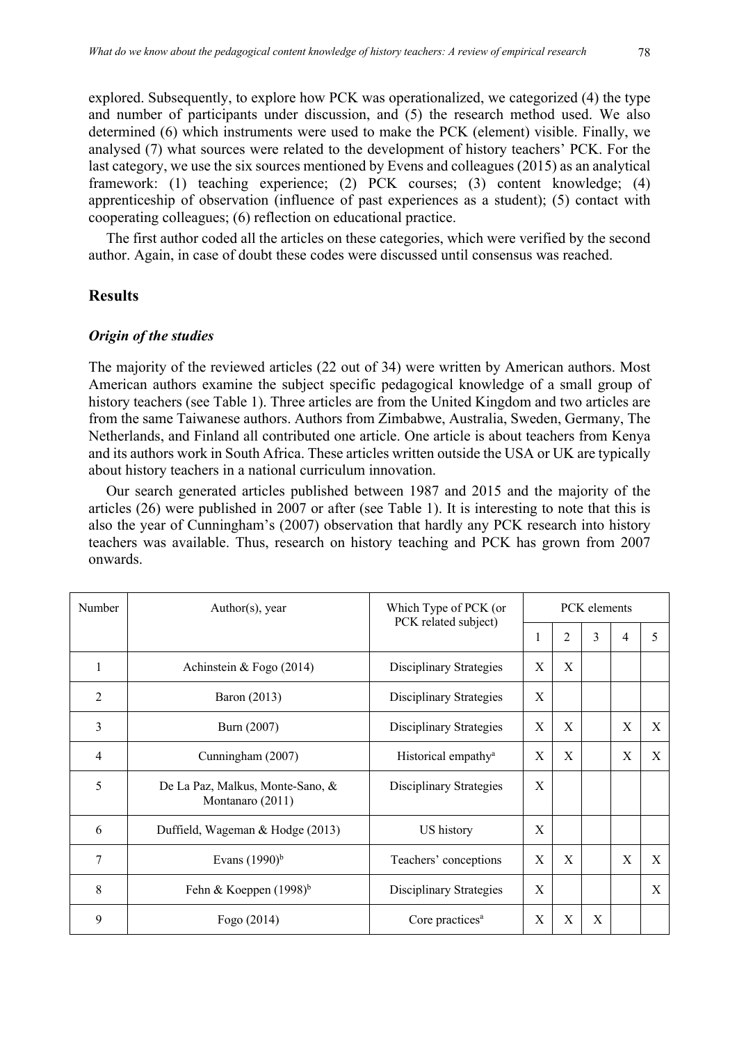explored. Subsequently, to explore how PCK was operationalized, we categorized (4) the type and number of participants under discussion, and (5) the research method used. We also determined (6) which instruments were used to make the PCK (element) visible. Finally, we analysed (7) what sources were related to the development of history teachers' PCK. For the last category, we use the six sources mentioned by Evens and colleagues (2015) as an analytical framework: (1) teaching experience; (2) PCK courses; (3) content knowledge; (4) apprenticeship of observation (influence of past experiences as a student); (5) contact with cooperating colleagues; (6) reflection on educational practice.

The first author coded all the articles on these categories, which were verified by the second author. Again, in case of doubt these codes were discussed until consensus was reached.

## Results

### *Origin of the studies*

The majority of the reviewed articles (22 out of 34) were written by American authors. Most American authors examine the subject specific pedagogical knowledge of a small group of history teachers (see Table 1). Three articles are from the United Kingdom and two articles are from the same Taiwanese authors. Authors from Zimbabwe, Australia, Sweden, Germany, The Netherlands, and Finland all contributed one article. One article is about teachers from Kenya and its authors work in South Africa. These articles written outside the USA or UK are typically about history teachers in a national curriculum innovation.

Our search generated articles published between 1987 and 2015 and the majority of the articles (26) were published in 2007 or after (see Table 1). It is interesting to note that this is also the year of Cunningham's (2007) observation that hardly any PCK research into history teachers was available. Thus, research on history teaching and PCK has grown from 2007 onwards.

| Number | Author(s), year | Which Type of PCK (or PCK related subject) | PCK elements | | | | |
|---|---|---|---|---|---|---|---|
| | | | 1 | 2 | 3 | 4 | 5 |
| 1 | Achinstein & Fogo (2014) | Disciplinary Strategies | X | X | | | |
| 2 | Baron (2013) | Disciplinary Strategies | X | | | | |
| 3 | Burn (2007) | Disciplinary Strategies | X | X | | X | X |
| 4 | Cunningham (2007) | Historical empathy[a] | X | X | | X | X |
| 5 | De La Paz, Malkus, Monte-Sano, & Montanaro (2011) | Disciplinary Strategies | X | | | | |
| 6 | Duffield, Wageman & Hodge (2013) | US history | X | | | | |
| 7 | Evans (1990)[b] | Teachers' conceptions | X | X | | X | X |
| 8 | Fehn & Koeppen (1998)[b] | Disciplinary Strategies | X | | | | X |
| 9 | Fogo (2014) | Core practices[a] | X | X | X | | |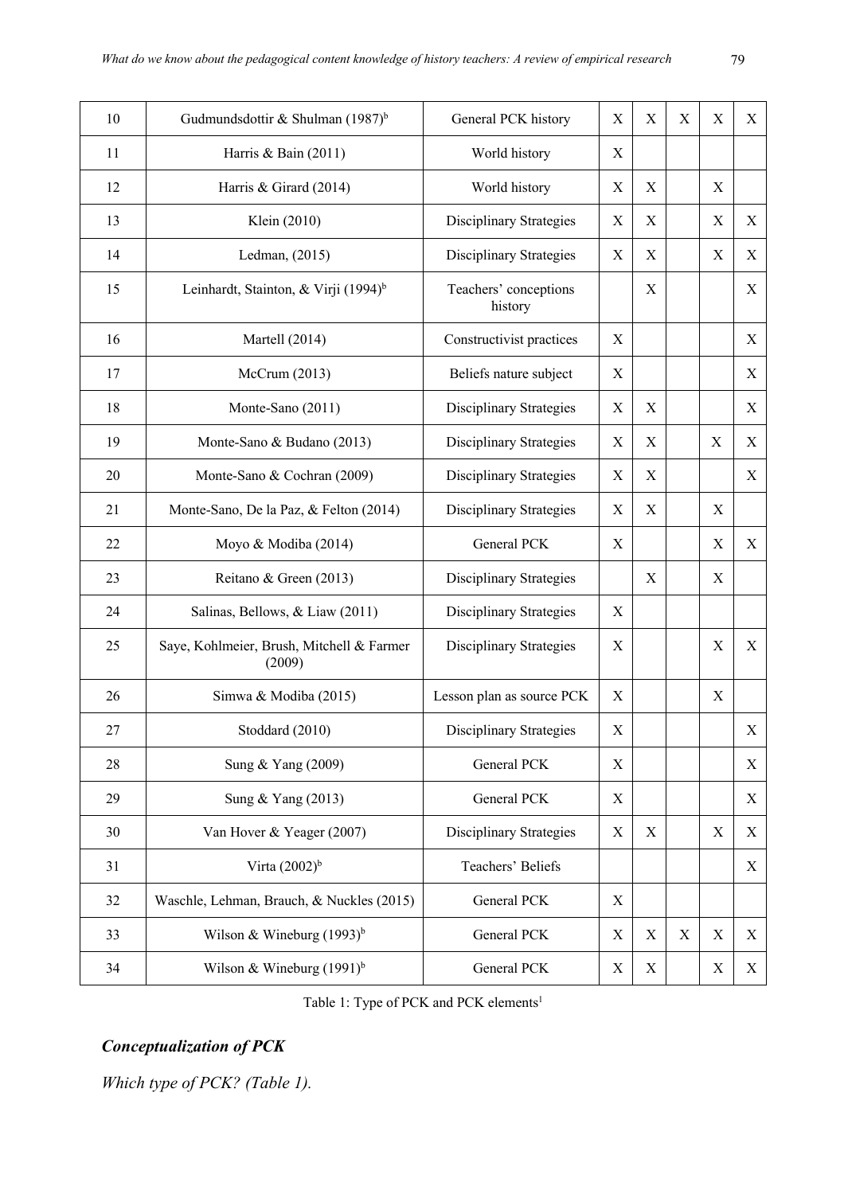| | | | | | | | |
|---|---|---|---|---|---|---|---|
| 10 | Gudmundsdottir & Shulman (1987)[b] | General PCK history | X | X | X | X | X |
| 11 | Harris & Bain (2011) | World history | X | | | | |
| 12 | Harris & Girard (2014) | World history | X | X | | X | |
| 13 | Klein (2010) | Disciplinary Strategies | X | X | | X | X |
| 14 | Ledman, (2015) | Disciplinary Strategies | X | X | | X | X |
| 15 | Leinhardt, Stainton, & Virji (1994)[b] | Teachers' conceptions history | | X | | | X |
| 16 | Martell (2014) | Constructivist practices | X | | | | X |
| 17 | McCrum (2013) | Beliefs nature subject | X | | | | X |
| 18 | Monte-Sano (2011) | Disciplinary Strategies | X | X | | | X |
| 19 | Monte-Sano & Budano (2013) | Disciplinary Strategies | X | X | | X | X |
| 20 | Monte-Sano & Cochran (2009) | Disciplinary Strategies | X | X | | | X |
| 21 | Monte-Sano, De la Paz, & Felton (2014) | Disciplinary Strategies | X | X | | X | |
| 22 | Moyo & Modiba (2014) | General PCK | X | | | X | X |
| 23 | Reitano & Green (2013) | Disciplinary Strategies | | X | | X | |
| 24 | Salinas, Bellows, & Liaw (2011) | Disciplinary Strategies | X | | | | |
| 25 | Saye, Kohlmeier, Brush, Mitchell & Farmer (2009) | Disciplinary Strategies | X | | | X | X |
| 26 | Simwa & Modiba (2015) | Lesson plan as source PCK | X | | | X | |
| 27 | Stoddard (2010) | Disciplinary Strategies | X | | | | X |
| 28 | Sung & Yang (2009) | General PCK | X | | | | X |
| 29 | Sung & Yang (2013) | General PCK | X | | | | X |
| 30 | Van Hover & Yeager (2007) | Disciplinary Strategies | X | X | | X | X |
| 31 | Virta (2002)[b] | Teachers' Beliefs | | | | | X |
| 32 | Waschle, Lehman, Brauch, & Nuckles (2015) | General PCK | X | | | | |
| 33 | Wilson & Wineburg (1993)[b] | General PCK | X | X | X | X | X |
| 34 | Wilson & Wineburg (1991)[b] | General PCK | X | X | | X | X |

Table 1: Type of PCK and PCK elements[1]

### *Conceptualization of PCK*

*Which type of PCK? (Table 1).*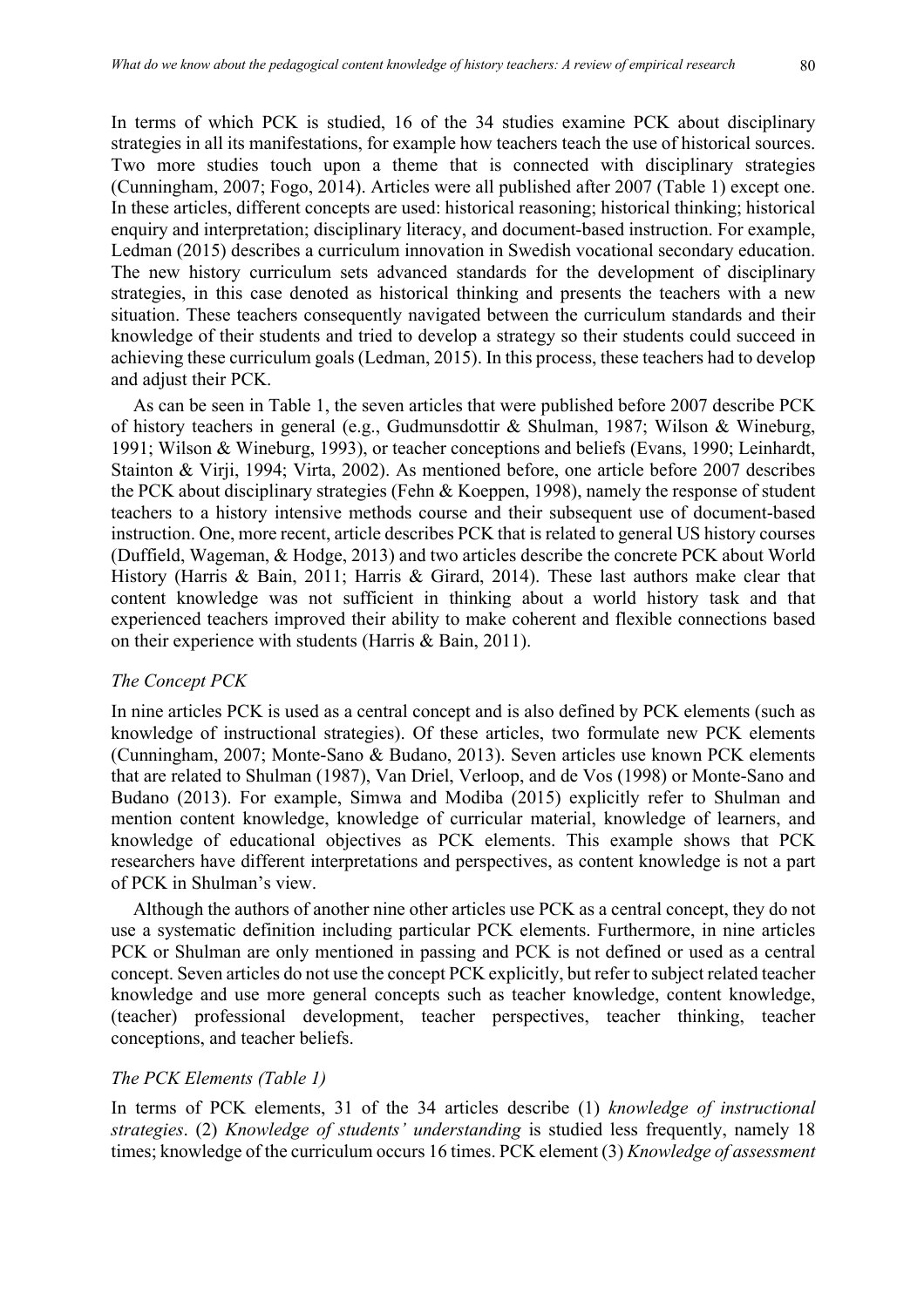In terms of which PCK is studied, 16 of the 34 studies examine PCK about disciplinary strategies in all its manifestations, for example how teachers teach the use of historical sources. Two more studies touch upon a theme that is connected with disciplinary strategies (Cunningham, 2007; Fogo, 2014). Articles were all published after 2007 (Table 1) except one. In these articles, different concepts are used: historical reasoning; historical thinking; historical enquiry and interpretation; disciplinary literacy, and document-based instruction. For example, Ledman (2015) describes a curriculum innovation in Swedish vocational secondary education. The new history curriculum sets advanced standards for the development of disciplinary strategies, in this case denoted as historical thinking and presents the teachers with a new situation. These teachers consequently navigated between the curriculum standards and their knowledge of their students and tried to develop a strategy so their students could succeed in achieving these curriculum goals (Ledman, 2015). In this process, these teachers had to develop and adjust their PCK.

As can be seen in Table 1, the seven articles that were published before 2007 describe PCK of history teachers in general (e.g., Gudmunsdottir & Shulman, 1987; Wilson & Wineburg, 1991; Wilson & Wineburg, 1993), or teacher conceptions and beliefs (Evans, 1990; Leinhardt, Stainton & Virji, 1994; Virta, 2002). As mentioned before, one article before 2007 describes the PCK about disciplinary strategies (Fehn & Koeppen, 1998), namely the response of student teachers to a history intensive methods course and their subsequent use of document-based instruction. One, more recent, article describes PCK that is related to general US history courses (Duffield, Wageman, & Hodge, 2013) and two articles describe the concrete PCK about World History (Harris & Bain, 2011; Harris & Girard, 2014). These last authors make clear that content knowledge was not sufficient in thinking about a world history task and that experienced teachers improved their ability to make coherent and flexible connections based on their experience with students (Harris & Bain, 2011).

*The Concept PCK*

In nine articles PCK is used as a central concept and is also defined by PCK elements (such as knowledge of instructional strategies). Of these articles, two formulate new PCK elements (Cunningham, 2007; Monte-Sano & Budano, 2013). Seven articles use known PCK elements that are related to Shulman (1987), Van Driel, Verloop, and de Vos (1998) or Monte-Sano and Budano (2013). For example, Simwa and Modiba (2015) explicitly refer to Shulman and mention content knowledge, knowledge of curricular material, knowledge of learners, and knowledge of educational objectives as PCK elements. This example shows that PCK researchers have different interpretations and perspectives, as content knowledge is not a part of PCK in Shulman's view.

Although the authors of another nine other articles use PCK as a central concept, they do not use a systematic definition including particular PCK elements. Furthermore, in nine articles PCK or Shulman are only mentioned in passing and PCK is not defined or used as a central concept. Seven articles do not use the concept PCK explicitly, but refer to subject related teacher knowledge and use more general concepts such as teacher knowledge, content knowledge, (teacher) professional development, teacher perspectives, teacher thinking, teacher conceptions, and teacher beliefs.

*The PCK Elements (Table 1)*

In terms of PCK elements, 31 of the 34 articles describe (1) *knowledge of instructional strategies*. (2) *Knowledge of students' understanding* is studied less frequently, namely 18 times; knowledge of the curriculum occurs 16 times. PCK element (3) *Knowledge of assessment*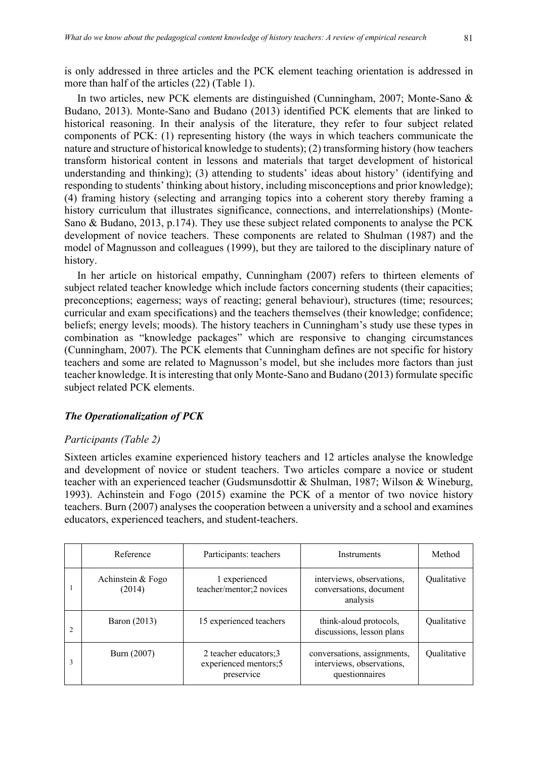is only addressed in three articles and the PCK element teaching orientation is addressed in more than half of the articles (22) (Table 1).

In two articles, new PCK elements are distinguished (Cunningham, 2007; Monte-Sano & Budano, 2013). Monte-Sano and Budano (2013) identified PCK elements that are linked to historical reasoning. In their analysis of the literature, they refer to four subject related components of PCK: (1) representing history (the ways in which teachers communicate the nature and structure of historical knowledge to students); (2) transforming history (how teachers transform historical content in lessons and materials that target development of historical understanding and thinking); (3) attending to students' ideas about history' (identifying and responding to students' thinking about history, including misconceptions and prior knowledge); (4) framing history (selecting and arranging topics into a coherent story thereby framing a history curriculum that illustrates significance, connections, and interrelationships) (Monte-Sano & Budano, 2013, p.174). They use these subject related components to analyse the PCK development of novice teachers. These components are related to Shulman (1987) and the model of Magnusson and colleagues (1999), but they are tailored to the disciplinary nature of history.

In her article on historical empathy, Cunningham (2007) refers to thirteen elements of subject related teacher knowledge which include factors concerning students (their capacities; preconceptions; eagerness; ways of reacting; general behaviour), structures (time; resources; curricular and exam specifications) and the teachers themselves (their knowledge; confidence; beliefs; energy levels; moods). The history teachers in Cunningham's study use these types in combination as "knowledge packages" which are responsive to changing circumstances (Cunningham, 2007). The PCK elements that Cunningham defines are not specific for history teachers and some are related to Magnusson's model, but she includes more factors than just teacher knowledge. It is interesting that only Monte-Sano and Budano (2013) formulate specific subject related PCK elements.

### *The Operationalization of PCK*

#### *Participants (Table 2)*

Sixteen articles examine experienced history teachers and 12 articles analyse the knowledge and development of novice or student teachers. Two articles compare a novice or student teacher with an experienced teacher (Gudsmunsdottir & Shulman, 1987; Wilson & Wineburg, 1993). Achinstein and Fogo (2015) examine the PCK of a mentor of two novice history teachers. Burn (2007) analyses the cooperation between a university and a school and examines educators, experienced teachers, and student-teachers.

| | Reference | Participants: teachers | Instruments | Method |
|---|---|---|---|---|
| 1 | Achinstein & Fogo (2014) | 1 experienced teacher/mentor;2 novices | interviews, observations, conversations, document analysis | Qualitative |
| 2 | Baron (2013) | 15 experienced teachers | think-aloud protocols, discussions, lesson plans | Qualitative |
| 3 | Burn (2007) | 2 teacher educators;3 experienced mentors;5 preservice | conversations, assignments, interviews, observations, questionnaires | Qualitative |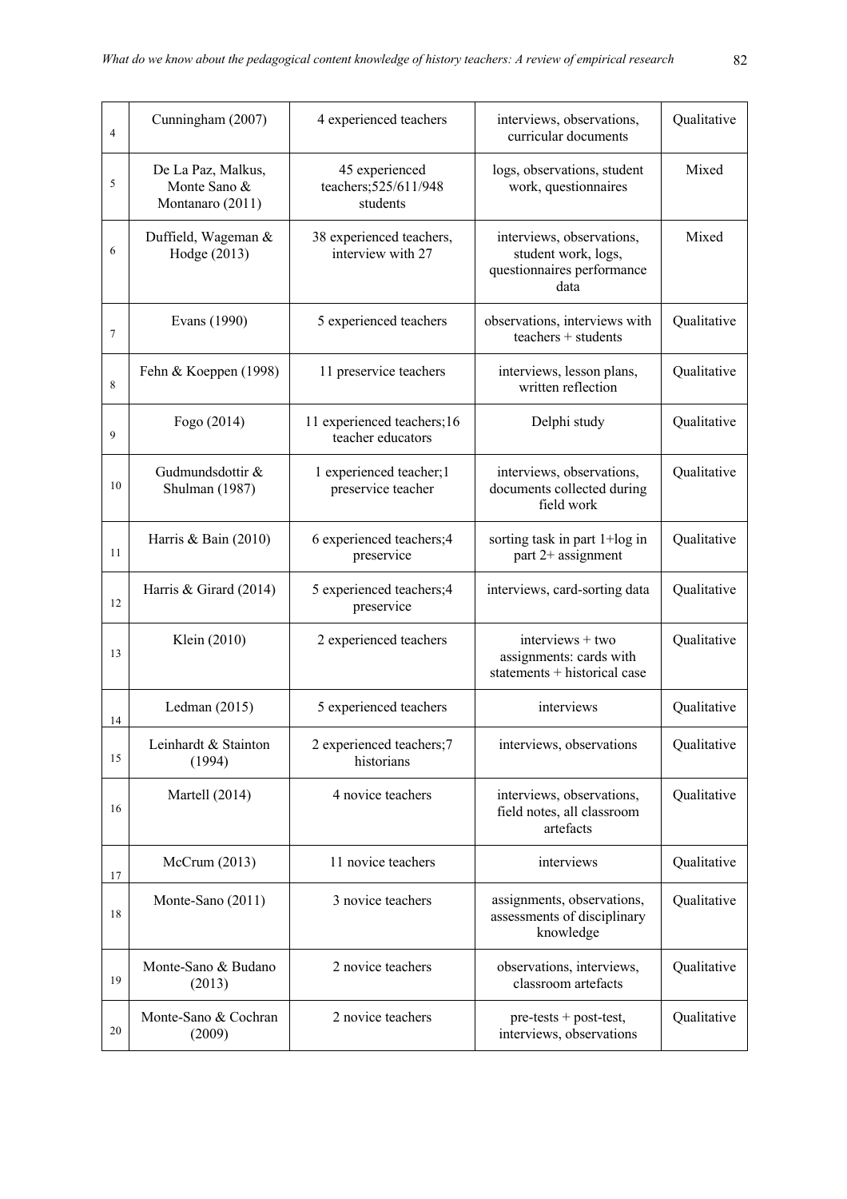| | | | | |
|---|---|---|---|---|
| 4 | Cunningham (2007) | 4 experienced teachers | interviews, observations, curricular documents | Qualitative |
| 5 | De La Paz, Malkus, Monte Sano & Montanaro (2011) | 45 experienced teachers;525/611/948 students | logs, observations, student work, questionnaires | Mixed |
| 6 | Duffield, Wageman & Hodge (2013) | 38 experienced teachers, interview with 27 | interviews, observations, student work, logs, questionnaires performance data | Mixed |
| 7 | Evans (1990) | 5 experienced teachers | observations, interviews with teachers + students | Qualitative |
| 8 | Fehn & Koeppen (1998) | 11 preservice teachers | interviews, lesson plans, written reflection | Qualitative |
| 9 | Fogo (2014) | 11 experienced teachers;16 teacher educators | Delphi study | Qualitative |
| 10 | Gudmundsdottir & Shulman (1987) | 1 experienced teacher;1 preservice teacher | interviews, observations, documents collected during field work | Qualitative |
| 11 | Harris & Bain (2010) | 6 experienced teachers;4 preservice | sorting task in part 1+log in part 2+ assignment | Qualitative |
| 12 | Harris & Girard (2014) | 5 experienced teachers;4 preservice | interviews, card-sorting data | Qualitative |
| 13 | Klein (2010) | 2 experienced teachers | interviews + two assignments: cards with statements + historical case | Qualitative |
| 14 | Ledman (2015) | 5 experienced teachers | interviews | Qualitative |
| 15 | Leinhardt & Stainton (1994) | 2 experienced teachers;7 historians | interviews, observations | Qualitative |
| 16 | Martell (2014) | 4 novice teachers | interviews, observations, field notes, all classroom artefacts | Qualitative |
| 17 | McCrum (2013) | 11 novice teachers | interviews | Qualitative |
| 18 | Monte-Sano (2011) | 3 novice teachers | assignments, observations, assessments of disciplinary knowledge | Qualitative |
| 19 | Monte-Sano & Budano (2013) | 2 novice teachers | observations, interviews, classroom artefacts | Qualitative |
| 20 | Monte-Sano & Cochran (2009) | 2 novice teachers | pre-tests + post-test, interviews, observations | Qualitative |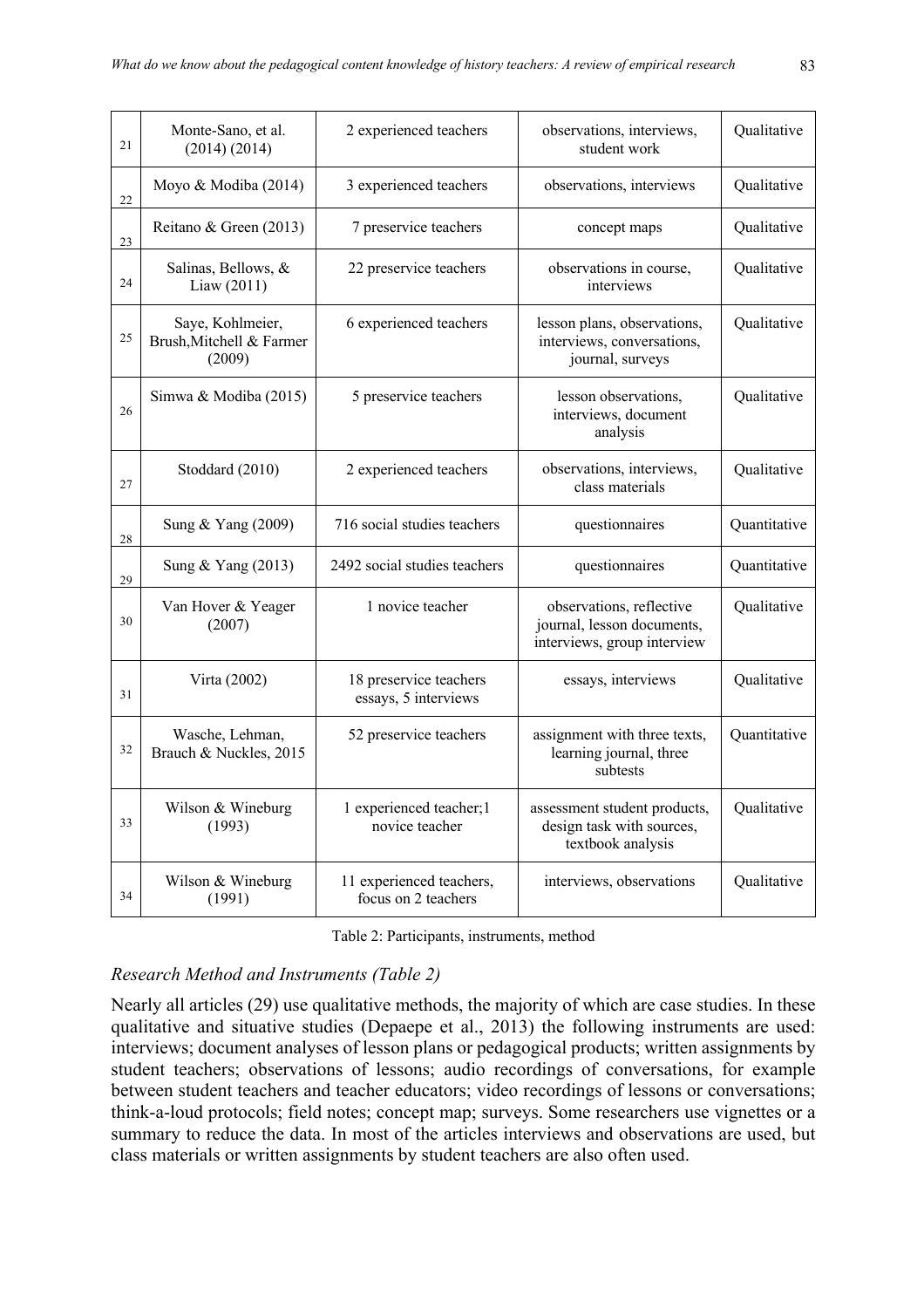| | | | | |
|---|---|---|---|---|
| 21 | Monte-Sano, et al. (2014) (2014) | 2 experienced teachers | observations, interviews, student work | Qualitative |
| 22 | Moyo & Modiba (2014) | 3 experienced teachers | observations, interviews | Qualitative |
| 23 | Reitano & Green (2013) | 7 preservice teachers | concept maps | Qualitative |
| 24 | Salinas, Bellows, & Liaw (2011) | 22 preservice teachers | observations in course, interviews | Qualitative |
| 25 | Saye, Kohlmeier, Brush,Mitchell & Farmer (2009) | 6 experienced teachers | lesson plans, observations, interviews, conversations, journal, surveys | Qualitative |
| 26 | Simwa & Modiba (2015) | 5 preservice teachers | lesson observations, interviews, document analysis | Qualitative |
| 27 | Stoddard (2010) | 2 experienced teachers | observations, interviews, class materials | Qualitative |
| 28 | Sung & Yang (2009) | 716 social studies teachers | questionnaires | Quantitative |
| 29 | Sung & Yang (2013) | 2492 social studies teachers | questionnaires | Quantitative |
| 30 | Van Hover & Yeager (2007) | 1 novice teacher | observations, reflective journal, lesson documents, interviews, group interview | Qualitative |
| 31 | Virta (2002) | 18 preservice teachers essays, 5 interviews | essays, interviews | Qualitative |
| 32 | Wasche, Lehman, Brauch & Nuckles, 2015 | 52 preservice teachers | assignment with three texts, learning journal, three subtests | Quantitative |
| 33 | Wilson & Wineburg (1993) | 1 experienced teacher;1 novice teacher | assessment student products, design task with sources, textbook analysis | Qualitative |
| 34 | Wilson & Wineburg (1991) | 11 experienced teachers, focus on 2 teachers | interviews, observations | Qualitative |

Table 2: Participants, instruments, method

### *Research Method and Instruments (Table 2)*

Nearly all articles (29) use qualitative methods, the majority of which are case studies. In these qualitative and situative studies (Depaepe et al., 2013) the following instruments are used: interviews; document analyses of lesson plans or pedagogical products; written assignments by student teachers; observations of lessons; audio recordings of conversations, for example between student teachers and teacher educators; video recordings of lessons or conversations; think-a-loud protocols; field notes; concept map; surveys. Some researchers use vignettes or a summary to reduce the data. In most of the articles interviews and observations are used, but class materials or written assignments by student teachers are also often used.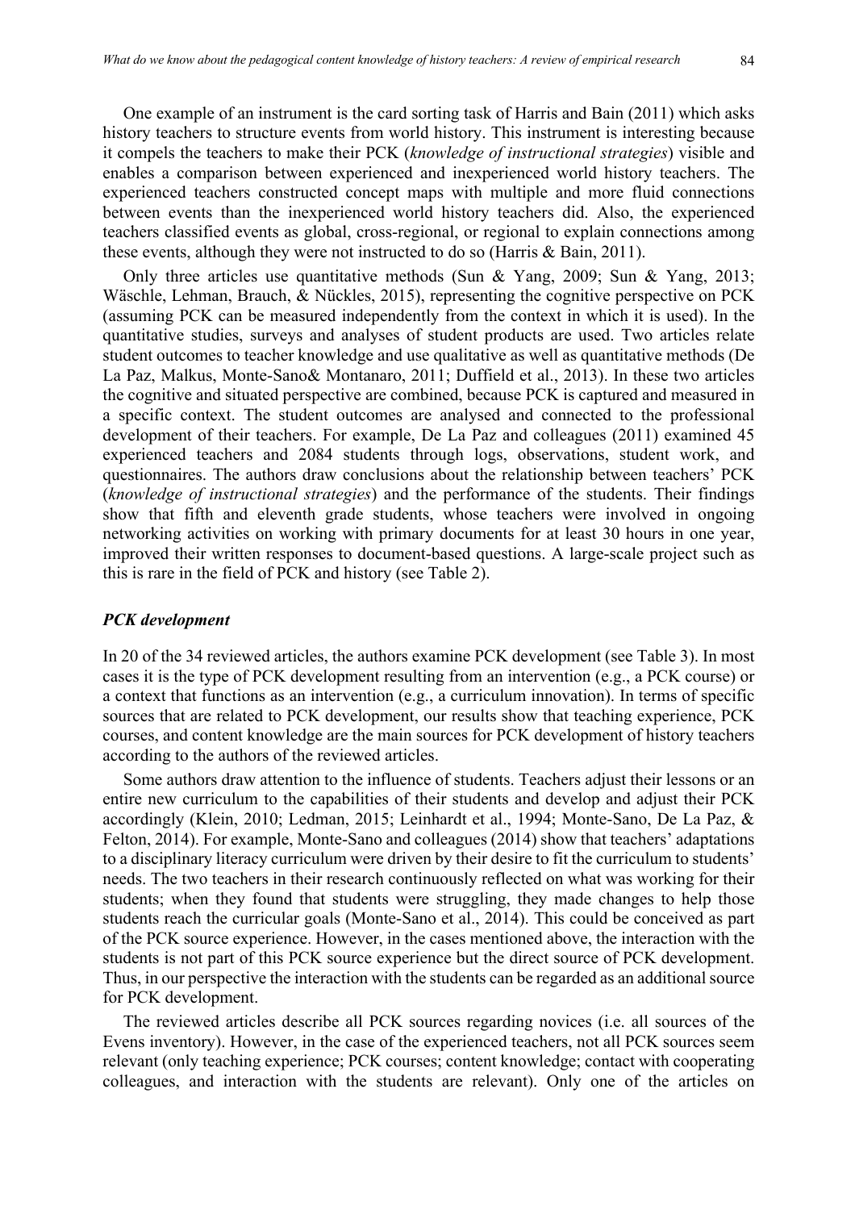One example of an instrument is the card sorting task of Harris and Bain (2011) which asks history teachers to structure events from world history. This instrument is interesting because it compels the teachers to make their PCK (*knowledge of instructional strategies*) visible and enables a comparison between experienced and inexperienced world history teachers. The experienced teachers constructed concept maps with multiple and more fluid connections between events than the inexperienced world history teachers did. Also, the experienced teachers classified events as global, cross-regional, or regional to explain connections among these events, although they were not instructed to do so (Harris & Bain, 2011).

Only three articles use quantitative methods (Sun & Yang, 2009; Sun & Yang, 2013; Wäschle, Lehman, Brauch, & Nückles, 2015), representing the cognitive perspective on PCK (assuming PCK can be measured independently from the context in which it is used). In the quantitative studies, surveys and analyses of student products are used. Two articles relate student outcomes to teacher knowledge and use qualitative as well as quantitative methods (De La Paz, Malkus, Monte-Sano& Montanaro, 2011; Duffield et al., 2013). In these two articles the cognitive and situated perspective are combined, because PCK is captured and measured in a specific context. The student outcomes are analysed and connected to the professional development of their teachers. For example, De La Paz and colleagues (2011) examined 45 experienced teachers and 2084 students through logs, observations, student work, and questionnaires. The authors draw conclusions about the relationship between teachers' PCK (*knowledge of instructional strategies*) and the performance of the students. Their findings show that fifth and eleventh grade students, whose teachers were involved in ongoing networking activities on working with primary documents for at least 30 hours in one year, improved their written responses to document-based questions. A large-scale project such as this is rare in the field of PCK and history (see Table 2).

### *PCK development*

In 20 of the 34 reviewed articles, the authors examine PCK development (see Table 3). In most cases it is the type of PCK development resulting from an intervention (e.g., a PCK course) or a context that functions as an intervention (e.g., a curriculum innovation). In terms of specific sources that are related to PCK development, our results show that teaching experience, PCK courses, and content knowledge are the main sources for PCK development of history teachers according to the authors of the reviewed articles.

Some authors draw attention to the influence of students. Teachers adjust their lessons or an entire new curriculum to the capabilities of their students and develop and adjust their PCK accordingly (Klein, 2010; Ledman, 2015; Leinhardt et al., 1994; Monte-Sano, De La Paz, & Felton, 2014). For example, Monte-Sano and colleagues (2014) show that teachers' adaptations to a disciplinary literacy curriculum were driven by their desire to fit the curriculum to students' needs. The two teachers in their research continuously reflected on what was working for their students; when they found that students were struggling, they made changes to help those students reach the curricular goals (Monte-Sano et al., 2014). This could be conceived as part of the PCK source experience. However, in the cases mentioned above, the interaction with the students is not part of this PCK source experience but the direct source of PCK development. Thus, in our perspective the interaction with the students can be regarded as an additional source for PCK development.

The reviewed articles describe all PCK sources regarding novices (i.e. all sources of the Evens inventory). However, in the case of the experienced teachers, not all PCK sources seem relevant (only teaching experience; PCK courses; content knowledge; contact with cooperating colleagues, and interaction with the students are relevant). Only one of the articles on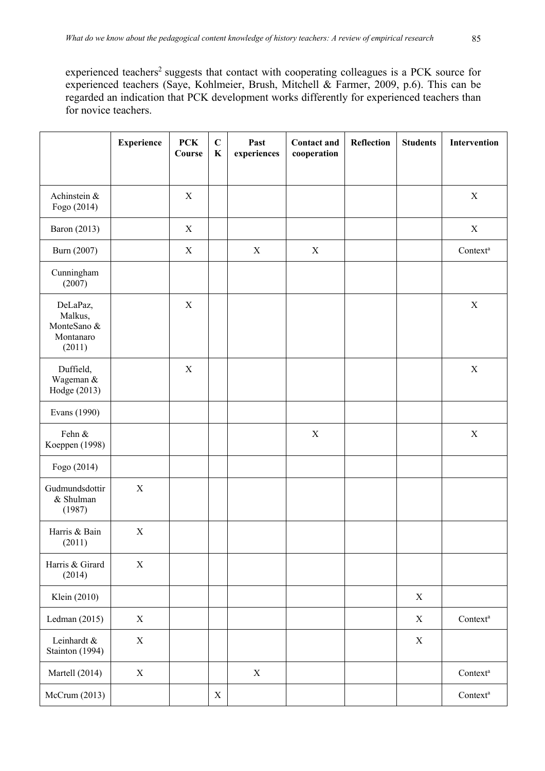experienced teachers[2] suggests that contact with cooperating colleagues is a PCK source for experienced teachers (Saye, Kohlmeier, Brush, Mitchell & Farmer, 2009, p.6). This can be regarded an indication that PCK development works differently for experienced teachers than for novice teachers.

| | Experience | PCK Course | CK | Past experiences | Contact and cooperation | Reflection | Students | Intervention |
|---|---|---|---|---|---|---|---|---|
| Achinstein & Fogo (2014) | | X | | | | | | X |
| Baron (2013) | | X | | | | | | X |
| Burn (2007) | | X | | X | X | | | Context[a] |
| Cunningham (2007) | | | | | | | | |
| DeLaPaz, Malkus, MonteSano & Montanaro (2011) | | X | | | | | | X |
| Duffield, Wageman & Hodge (2013) | | X | | | | | | X |
| Evans (1990) | | | | | | | | |
| Fehn & Koeppen (1998) | | | | | X | | | X |
| Fogo (2014) | | | | | | | | |
| Gudmundsdottir & Shulman (1987) | X | | | | | | | |
| Harris & Bain (2011) | X | | | | | | | |
| Harris & Girard (2014) | X | | | | | | | |
| Klein (2010) | | | | | | | X | |
| Ledman (2015) | X | | | | | | X | Context[a] |
| Leinhardt & Stainton (1994) | X | | | | | | X | |
| Martell (2014) | X | | | X | | | | Context[a] |
| McCrum (2013) | | | X | | | | | Context[a] |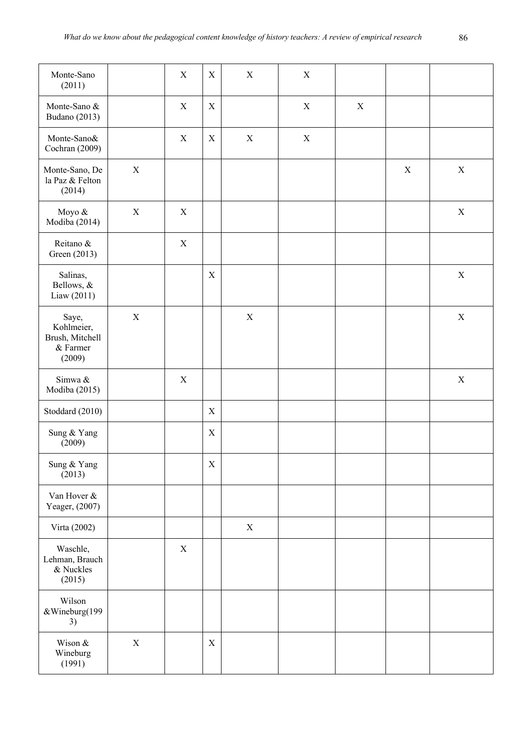| | | | | | | | | |
|---|---|---|---|---|---|---|---|---|
| Monte-Sano (2011) | | X | X | X | X | | | |
| Monte-Sano & Budano (2013) | | X | X | | X | X | | |
| Monte-Sano& Cochran (2009) | | X | X | X | X | | | |
| Monte-Sano, De la Paz & Felton (2014) | X | | | | | | X | X |
| Moyo & Modiba (2014) | X | X | | | | | | X |
| Reitano & Green (2013) | | X | | | | | | |
| Salinas, Bellows, & Liaw (2011) | | | X | | | | | X |
| Saye, Kohlmeier, Brush, Mitchell & Farmer (2009) | X | | | X | | | | X |
| Simwa & Modiba (2015) | | X | | | | | | X |
| Stoddard (2010) | | | X | | | | | |
| Sung & Yang (2009) | | | X | | | | | |
| Sung & Yang (2013) | | | X | | | | | |
| Van Hover & Yeager, (2007) | | | | | | | | |
| Virta (2002) | | | | X | | | | |
| Waschle, Lehman, Brauch & Nuckles (2015) | | X | | | | | | |
| Wilson &Wineburg(1993) | | | | | | | | |
| Wison & Wineburg (1991) | X | | X | | | | | |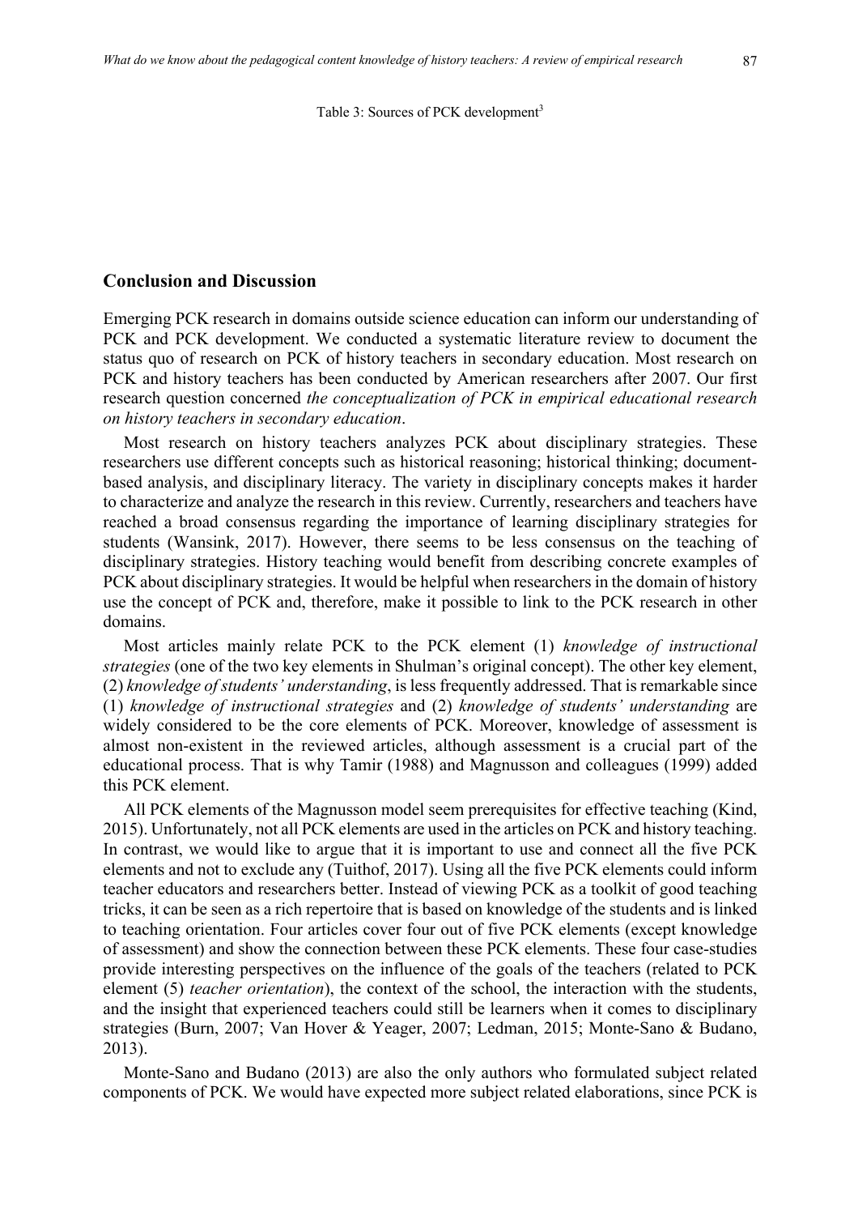Table 3: Sources of PCK development[3]

## Conclusion and Discussion

Emerging PCK research in domains outside science education can inform our understanding of PCK and PCK development. We conducted a systematic literature review to document the status quo of research on PCK of history teachers in secondary education. Most research on PCK and history teachers has been conducted by American researchers after 2007. Our first research question concerned *the conceptualization of PCK in empirical educational research on history teachers in secondary education*.

Most research on history teachers analyzes PCK about disciplinary strategies. These researchers use different concepts such as historical reasoning; historical thinking; document-based analysis, and disciplinary literacy. The variety in disciplinary concepts makes it harder to characterize and analyze the research in this review. Currently, researchers and teachers have reached a broad consensus regarding the importance of learning disciplinary strategies for students (Wansink, 2017). However, there seems to be less consensus on the teaching of disciplinary strategies. History teaching would benefit from describing concrete examples of PCK about disciplinary strategies. It would be helpful when researchers in the domain of history use the concept of PCK and, therefore, make it possible to link to the PCK research in other domains.

Most articles mainly relate PCK to the PCK element (1) *knowledge of instructional strategies* (one of the two key elements in Shulman's original concept). The other key element, (2) *knowledge of students' understanding*, is less frequently addressed. That is remarkable since (1) *knowledge of instructional strategies* and (2) *knowledge of students' understanding* are widely considered to be the core elements of PCK. Moreover, knowledge of assessment is almost non-existent in the reviewed articles, although assessment is a crucial part of the educational process. That is why Tamir (1988) and Magnusson and colleagues (1999) added this PCK element.

All PCK elements of the Magnusson model seem prerequisites for effective teaching (Kind, 2015). Unfortunately, not all PCK elements are used in the articles on PCK and history teaching. In contrast, we would like to argue that it is important to use and connect all the five PCK elements and not to exclude any (Tuithof, 2017). Using all the five PCK elements could inform teacher educators and researchers better. Instead of viewing PCK as a toolkit of good teaching tricks, it can be seen as a rich repertoire that is based on knowledge of the students and is linked to teaching orientation. Four articles cover four out of five PCK elements (except knowledge of assessment) and show the connection between these PCK elements. These four case-studies provide interesting perspectives on the influence of the goals of the teachers (related to PCK element (5) *teacher orientation*), the context of the school, the interaction with the students, and the insight that experienced teachers could still be learners when it comes to disciplinary strategies (Burn, 2007; Van Hover & Yeager, 2007; Ledman, 2015; Monte-Sano & Budano, 2013).

Monte-Sano and Budano (2013) are also the only authors who formulated subject related components of PCK. We would have expected more subject related elaborations, since PCK is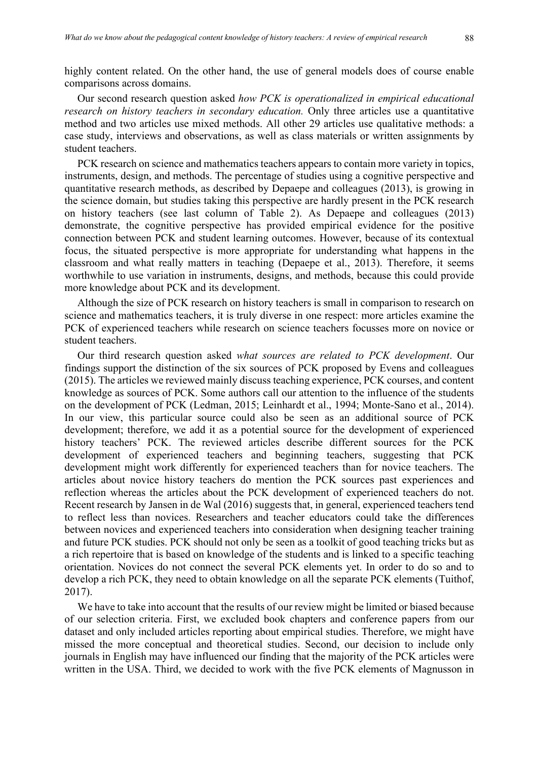highly content related. On the other hand, the use of general models does of course enable comparisons across domains.

Our second research question asked *how PCK is operationalized in empirical educational research on history teachers in secondary education.* Only three articles use a quantitative method and two articles use mixed methods. All other 29 articles use qualitative methods: a case study, interviews and observations, as well as class materials or written assignments by student teachers.

PCK research on science and mathematics teachers appears to contain more variety in topics, instruments, design, and methods. The percentage of studies using a cognitive perspective and quantitative research methods, as described by Depaepe and colleagues (2013), is growing in the science domain, but studies taking this perspective are hardly present in the PCK research on history teachers (see last column of Table 2). As Depaepe and colleagues (2013) demonstrate, the cognitive perspective has provided empirical evidence for the positive connection between PCK and student learning outcomes. However, because of its contextual focus, the situated perspective is more appropriate for understanding what happens in the classroom and what really matters in teaching (Depaepe et al., 2013). Therefore, it seems worthwhile to use variation in instruments, designs, and methods, because this could provide more knowledge about PCK and its development.

Although the size of PCK research on history teachers is small in comparison to research on science and mathematics teachers, it is truly diverse in one respect: more articles examine the PCK of experienced teachers while research on science teachers focusses more on novice or student teachers.

Our third research question asked *what sources are related to PCK development*. Our findings support the distinction of the six sources of PCK proposed by Evens and colleagues (2015). The articles we reviewed mainly discuss teaching experience, PCK courses, and content knowledge as sources of PCK. Some authors call our attention to the influence of the students on the development of PCK (Ledman, 2015; Leinhardt et al., 1994; Monte-Sano et al., 2014). In our view, this particular source could also be seen as an additional source of PCK development; therefore, we add it as a potential source for the development of experienced history teachers' PCK. The reviewed articles describe different sources for the PCK development of experienced teachers and beginning teachers, suggesting that PCK development might work differently for experienced teachers than for novice teachers. The articles about novice history teachers do mention the PCK sources past experiences and reflection whereas the articles about the PCK development of experienced teachers do not. Recent research by Jansen in de Wal (2016) suggests that, in general, experienced teachers tend to reflect less than novices. Researchers and teacher educators could take the differences between novices and experienced teachers into consideration when designing teacher training and future PCK studies. PCK should not only be seen as a toolkit of good teaching tricks but as a rich repertoire that is based on knowledge of the students and is linked to a specific teaching orientation. Novices do not connect the several PCK elements yet. In order to do so and to develop a rich PCK, they need to obtain knowledge on all the separate PCK elements (Tuithof, 2017).

We have to take into account that the results of our review might be limited or biased because of our selection criteria. First, we excluded book chapters and conference papers from our dataset and only included articles reporting about empirical studies. Therefore, we might have missed the more conceptual and theoretical studies. Second, our decision to include only journals in English may have influenced our finding that the majority of the PCK articles were written in the USA. Third, we decided to work with the five PCK elements of Magnusson in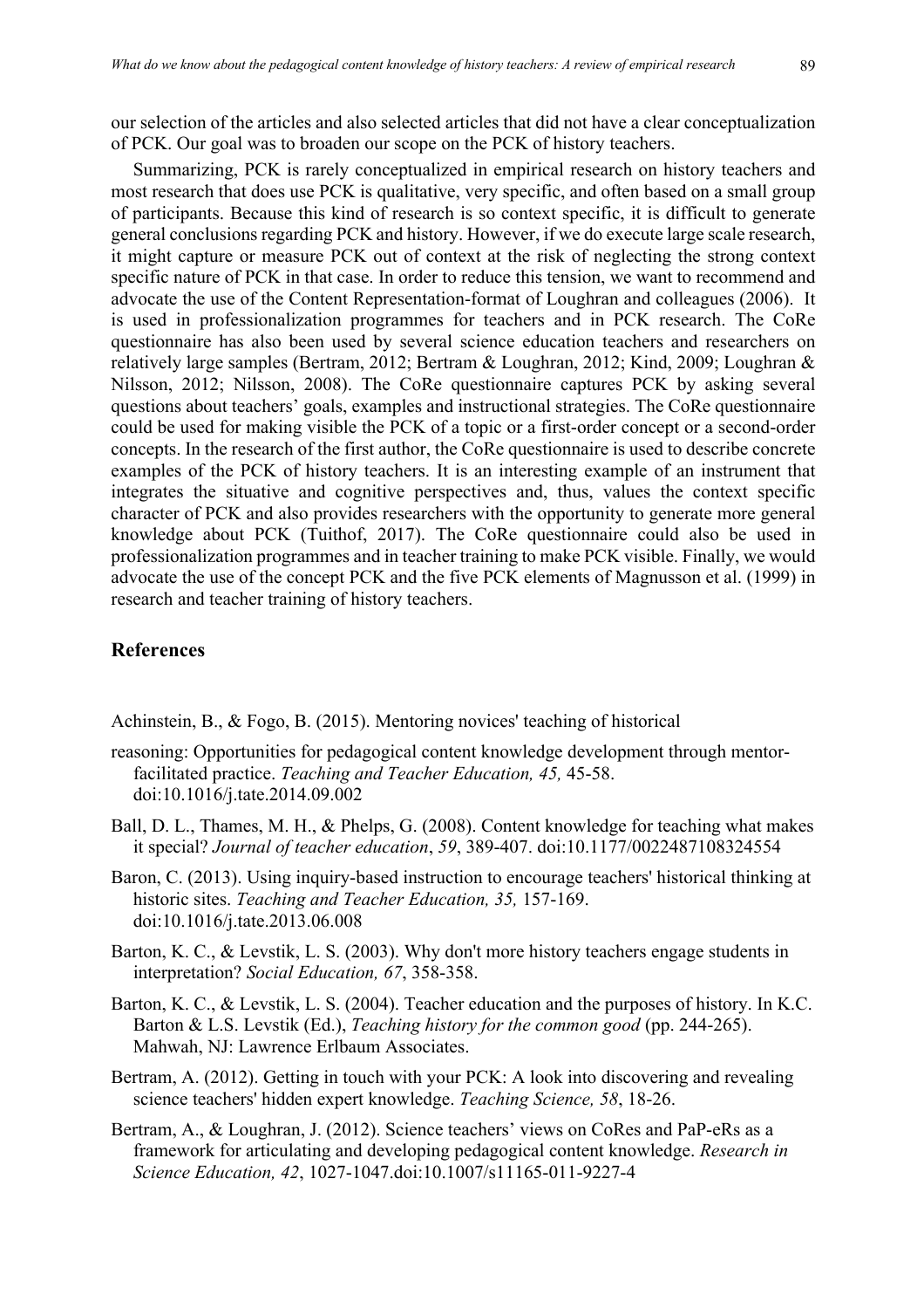our selection of the articles and also selected articles that did not have a clear conceptualization of PCK. Our goal was to broaden our scope on the PCK of history teachers.

Summarizing, PCK is rarely conceptualized in empirical research on history teachers and most research that does use PCK is qualitative, very specific, and often based on a small group of participants. Because this kind of research is so context specific, it is difficult to generate general conclusions regarding PCK and history. However, if we do execute large scale research, it might capture or measure PCK out of context at the risk of neglecting the strong context specific nature of PCK in that case. In order to reduce this tension, we want to recommend and advocate the use of the Content Representation-format of Loughran and colleagues (2006). It is used in professionalization programmes for teachers and in PCK research. The CoRe questionnaire has also been used by several science education teachers and researchers on relatively large samples (Bertram, 2012; Bertram & Loughran, 2012; Kind, 2009; Loughran & Nilsson, 2012; Nilsson, 2008). The CoRe questionnaire captures PCK by asking several questions about teachers' goals, examples and instructional strategies. The CoRe questionnaire could be used for making visible the PCK of a topic or a first-order concept or a second-order concepts. In the research of the first author, the CoRe questionnaire is used to describe concrete examples of the PCK of history teachers. It is an interesting example of an instrument that integrates the situative and cognitive perspectives and, thus, values the context specific character of PCK and also provides researchers with the opportunity to generate more general knowledge about PCK (Tuithof, 2017). The CoRe questionnaire could also be used in professionalization programmes and in teacher training to make PCK visible. Finally, we would advocate the use of the concept PCK and the five PCK elements of Magnusson et al. (1999) in research and teacher training of history teachers.

## References

Achinstein, B., & Fogo, B. (2015). Mentoring novices' teaching of historical reasoning: Opportunities for pedagogical content knowledge development through mentor-facilitated practice. *Teaching and Teacher Education, 45,* 45-58. doi:10.1016/j.tate.2014.09.002

Ball, D. L., Thames, M. H., & Phelps, G. (2008). Content knowledge for teaching what makes it special? *Journal of teacher education*, *59*, 389-407. doi:10.1177/0022487108324554

Baron, C. (2013). Using inquiry-based instruction to encourage teachers' historical thinking at historic sites. *Teaching and Teacher Education, 35,* 157-169. doi:10.1016/j.tate.2013.06.008

Barton, K. C., & Levstik, L. S. (2003). Why don't more history teachers engage students in interpretation? *Social Education, 67*, 358-358.

Barton, K. C., & Levstik, L. S. (2004). Teacher education and the purposes of history. In K.C. Barton & L.S. Levstik (Ed.), *Teaching history for the common good* (pp. 244-265). Mahwah, NJ: Lawrence Erlbaum Associates.

Bertram, A. (2012). Getting in touch with your PCK: A look into discovering and revealing science teachers' hidden expert knowledge. *Teaching Science, 58*, 18-26.

Bertram, A., & Loughran, J. (2012). Science teachers' views on CoRes and PaP-eRs as a framework for articulating and developing pedagogical content knowledge. *Research in Science Education, 42*, 1027-1047.doi:10.1007/s11165-011-9227-4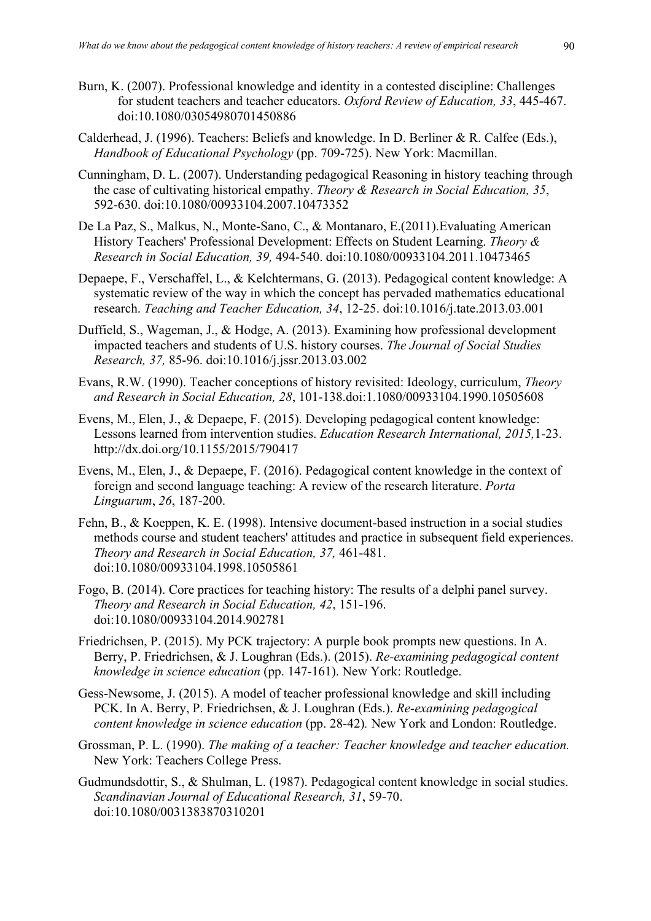Burn, K. (2007). Professional knowledge and identity in a contested discipline: Challenges for student teachers and teacher educators. *Oxford Review of Education, 33*, 445-467. doi:10.1080/03054980701450886

Calderhead, J. (1996). Teachers: Beliefs and knowledge. In D. Berliner & R. Calfee (Eds.), *Handbook of Educational Psychology* (pp. 709-725). New York: Macmillan.

Cunningham, D. L. (2007). Understanding pedagogical Reasoning in history teaching through the case of cultivating historical empathy. *Theory & Research in Social Education, 35*, 592-630. doi:10.1080/00933104.2007.10473352

De La Paz, S., Malkus, N., Monte-Sano, C., & Montanaro, E.(2011).Evaluating American History Teachers' Professional Development: Effects on Student Learning. *Theory & Research in Social Education, 39,* 494-540. doi:10.1080/00933104.2011.10473465

Depaepe, F., Verschaffel, L., & Kelchtermans, G. (2013). Pedagogical content knowledge: A systematic review of the way in which the concept has pervaded mathematics educational research. *Teaching and Teacher Education, 34*, 12-25. doi:10.1016/j.tate.2013.03.001

Duffield, S., Wageman, J., & Hodge, A. (2013). Examining how professional development impacted teachers and students of U.S. history courses. *The Journal of Social Studies Research, 37,* 85-96. doi:10.1016/j.jssr.2013.03.002

Evans, R.W. (1990). Teacher conceptions of history revisited: Ideology, curriculum, *Theory and Research in Social Education, 28*, 101-138.doi:1.1080/00933104.1990.10505608

Evens, M., Elen, J., & Depaepe, F. (2015). Developing pedagogical content knowledge: Lessons learned from intervention studies. *Education Research International, 2015,*1-23. http://dx.doi.org/10.1155/2015/790417

Evens, M., Elen, J., & Depaepe, F. (2016). Pedagogical content knowledge in the context of foreign and second language teaching: A review of the research literature. *Porta Linguarum*, *26*, 187-200.

Fehn, B., & Koeppen, K. E. (1998). Intensive document-based instruction in a social studies methods course and student teachers' attitudes and practice in subsequent field experiences. *Theory and Research in Social Education, 37,* 461-481. doi:10.1080/00933104.1998.10505861

Fogo, B. (2014). Core practices for teaching history: The results of a delphi panel survey. *Theory and Research in Social Education, 42*, 151-196. doi:10.1080/00933104.2014.902781

Friedrichsen, P. (2015). My PCK trajectory: A purple book prompts new questions. In A. Berry, P. Friedrichsen, & J. Loughran (Eds.). (2015). *Re-examining pedagogical content knowledge in science education* (pp. 147-161). New York: Routledge.

Gess-Newsome, J. (2015). A model of teacher professional knowledge and skill including PCK. In A. Berry, P. Friedrichsen, & J. Loughran (Eds.). *Re-examining pedagogical content knowledge in science education* (pp. 28-42)*.* New York and London: Routledge.

Grossman, P. L. (1990). *The making of a teacher: Teacher knowledge and teacher education.* New York: Teachers College Press.

Gudmundsdottir, S., & Shulman, L. (1987). Pedagogical content knowledge in social studies. *Scandinavian Journal of Educational Research, 31*, 59-70. doi:10.1080/0031383870310201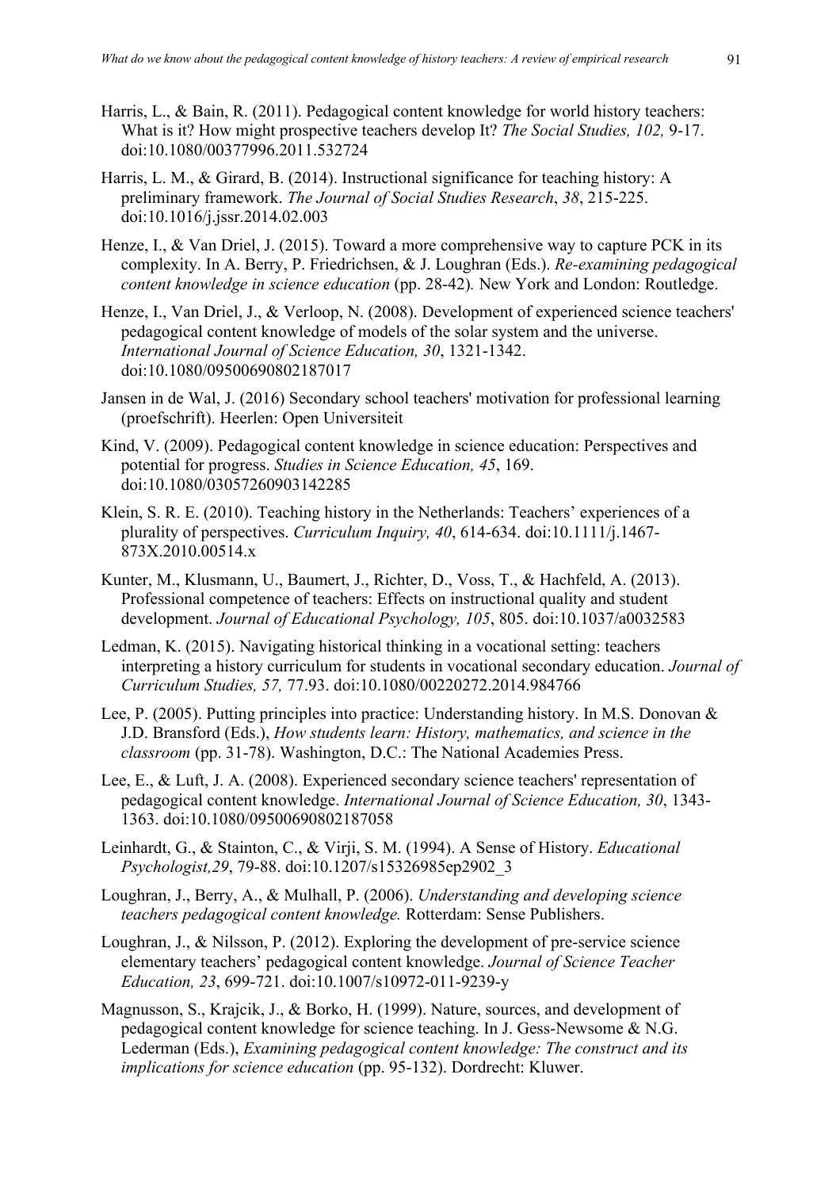Harris, L., & Bain, R. (2011). Pedagogical content knowledge for world history teachers: What is it? How might prospective teachers develop It? *The Social Studies, 102,* 9-17. doi:10.1080/00377996.2011.532724

Harris, L. M., & Girard, B. (2014). Instructional significance for teaching history: A preliminary framework. *The Journal of Social Studies Research*, *38*, 215-225. doi:10.1016/j.jssr.2014.02.003

Henze, I., & Van Driel, J. (2015). Toward a more comprehensive way to capture PCK in its complexity. In A. Berry, P. Friedrichsen, & J. Loughran (Eds.). *Re-examining pedagogical content knowledge in science education* (pp. 28-42)*.* New York and London: Routledge.

Henze, I., Van Driel, J., & Verloop, N. (2008). Development of experienced science teachers' pedagogical content knowledge of models of the solar system and the universe. *International Journal of Science Education, 30*, 1321-1342. doi:10.1080/09500690802187017

Jansen in de Wal, J. (2016) Secondary school teachers' motivation for professional learning (proefschrift). Heerlen: Open Universiteit

Kind, V. (2009). Pedagogical content knowledge in science education: Perspectives and potential for progress. *Studies in Science Education, 45*, 169. doi:10.1080/03057260903142285

Klein, S. R. E. (2010). Teaching history in the Netherlands: Teachers' experiences of a plurality of perspectives. *Curriculum Inquiry, 40*, 614-634. doi:10.1111/j.1467-873X.2010.00514.x

Kunter, M., Klusmann, U., Baumert, J., Richter, D., Voss, T., & Hachfeld, A. (2013). Professional competence of teachers: Effects on instructional quality and student development. *Journal of Educational Psychology, 105*, 805. doi:10.1037/a0032583

Ledman, K. (2015). Navigating historical thinking in a vocational setting: teachers interpreting a history curriculum for students in vocational secondary education. *Journal of Curriculum Studies, 57,* 77.93. doi:10.1080/00220272.2014.984766

Lee, P. (2005). Putting principles into practice: Understanding history. In M.S. Donovan & J.D. Bransford (Eds.), *How students learn: History, mathematics, and science in the classroom* (pp. 31-78). Washington, D.C.: The National Academies Press.

Lee, E., & Luft, J. A. (2008). Experienced secondary science teachers' representation of pedagogical content knowledge. *International Journal of Science Education, 30*, 1343-1363. doi:10.1080/09500690802187058

Leinhardt, G., & Stainton, C., & Virji, S. M. (1994). A Sense of History. *Educational Psychologist,29*, 79-88. doi:10.1207/s15326985ep2902_3

Loughran, J., Berry, A., & Mulhall, P. (2006). *Understanding and developing science teachers pedagogical content knowledge.* Rotterdam: Sense Publishers.

Loughran, J., & Nilsson, P. (2012). Exploring the development of pre-service science elementary teachers' pedagogical content knowledge. *Journal of Science Teacher Education, 23*, 699-721. doi:10.1007/s10972-011-9239-y

Magnusson, S., Krajcik, J., & Borko, H. (1999). Nature, sources, and development of pedagogical content knowledge for science teaching. In J. Gess-Newsome & N.G. Lederman (Eds.), *Examining pedagogical content knowledge: The construct and its implications for science education* (pp. 95-132). Dordrecht: Kluwer.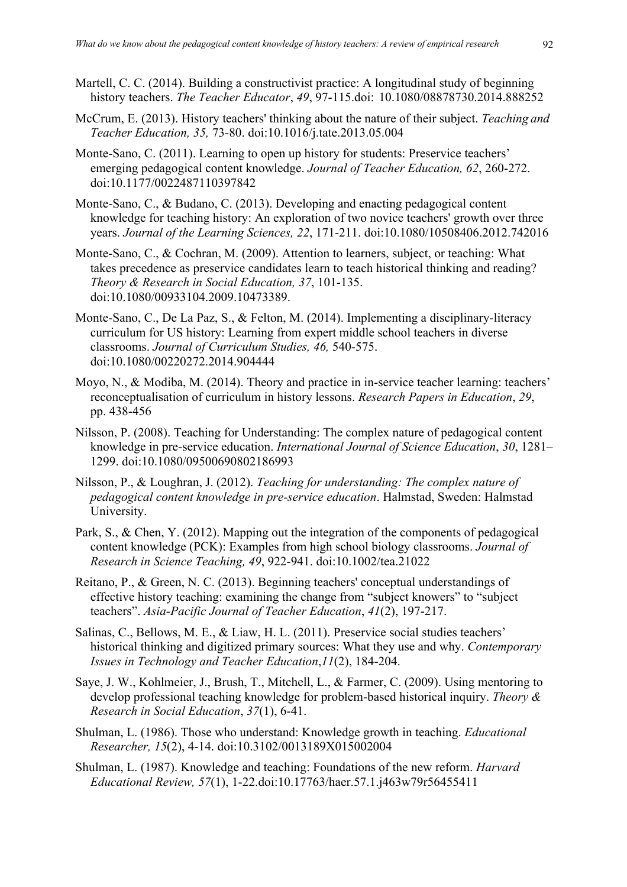Martell, C. C. (2014). Building a constructivist practice: A longitudinal study of beginning history teachers. *The Teacher Educator*, *49*, 97-115.doi: 10.1080/08878730.2014.888252

McCrum, E. (2013). History teachers' thinking about the nature of their subject. *Teaching and Teacher Education, 35,* 73-80. doi:10.1016/j.tate.2013.05.004

Monte-Sano, C. (2011). Learning to open up history for students: Preservice teachers' emerging pedagogical content knowledge. *Journal of Teacher Education, 62*, 260-272. doi:10.1177/0022487110397842

Monte-Sano, C., & Budano, C. (2013). Developing and enacting pedagogical content knowledge for teaching history: An exploration of two novice teachers' growth over three years. *Journal of the Learning Sciences, 22*, 171-211. doi:10.1080/10508406.2012.742016

Monte-Sano, C., & Cochran, M. (2009). Attention to learners, subject, or teaching: What takes precedence as preservice candidates learn to teach historical thinking and reading? *Theory & Research in Social Education, 37*, 101-135. doi:10.1080/00933104.2009.10473389.

Monte-Sano, C., De La Paz, S., & Felton, M. (2014). Implementing a disciplinary-literacy curriculum for US history: Learning from expert middle school teachers in diverse classrooms. *Journal of Curriculum Studies, 46,* 540-575. doi:10.1080/00220272.2014.904444

Moyo, N., & Modiba, M. (2014). Theory and practice in in-service teacher learning: teachers' reconceptualisation of curriculum in history lessons. *Research Papers in Education*, *29*, pp. 438-456

Nilsson, P. (2008). Teaching for Understanding: The complex nature of pedagogical content knowledge in pre-service education. *International Journal of Science Education*, *30*, 1281–1299. doi:10.1080/09500690802186993

Nilsson, P., & Loughran, J. (2012). *Teaching for understanding: The complex nature of pedagogical content knowledge in pre-service education*. Halmstad, Sweden: Halmstad University.

Park, S., & Chen, Y. (2012). Mapping out the integration of the components of pedagogical content knowledge (PCK): Examples from high school biology classrooms. *Journal of Research in Science Teaching, 49*, 922-941. doi:10.1002/tea.21022

Reitano, P., & Green, N. C. (2013). Beginning teachers' conceptual understandings of effective history teaching: examining the change from "subject knowers" to "subject teachers". *Asia-Pacific Journal of Teacher Education*, *41*(2), 197-217.

Salinas, C., Bellows, M. E., & Liaw, H. L. (2011). Preservice social studies teachers' historical thinking and digitized primary sources: What they use and why. *Contemporary Issues in Technology and Teacher Education*,*11*(2), 184-204.

Saye, J. W., Kohlmeier, J., Brush, T., Mitchell, L., & Farmer, C. (2009). Using mentoring to develop professional teaching knowledge for problem-based historical inquiry. *Theory & Research in Social Education*, *37*(1), 6-41.

Shulman, L. (1986). Those who understand: Knowledge growth in teaching. *Educational Researcher, 15*(2), 4-14. doi:10.3102/0013189X015002004

Shulman, L. (1987). Knowledge and teaching: Foundations of the new reform. *Harvard Educational Review, 57*(1), 1-22.doi:10.17763/haer.57.1.j463w79r56455411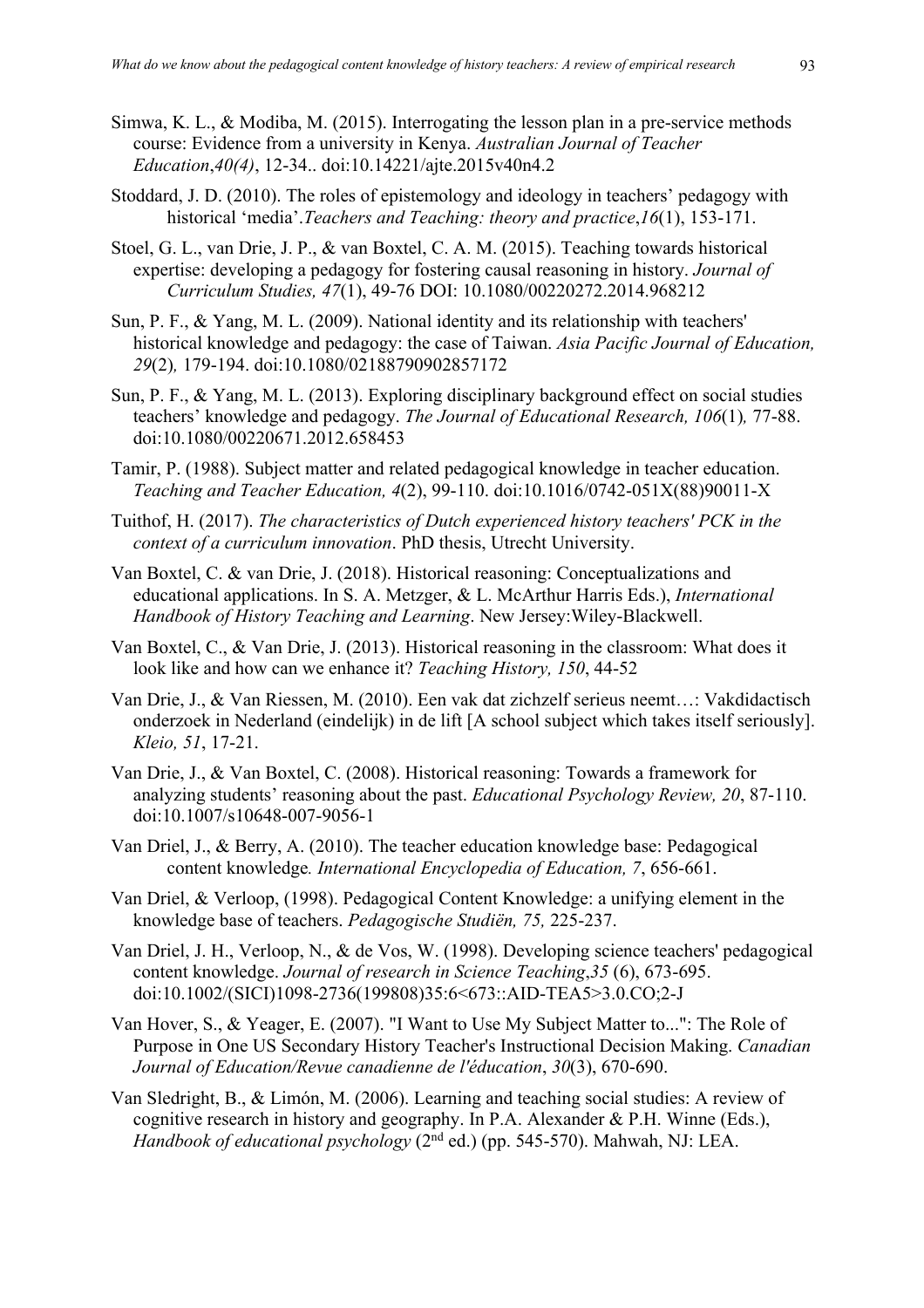Simwa, K. L., & Modiba, M. (2015). Interrogating the lesson plan in a pre-service methods course: Evidence from a university in Kenya. *Australian Journal of Teacher Education*,*40(4)*, 12-34.. doi:10.14221/ajte.2015v40n4.2

Stoddard, J. D. (2010). The roles of epistemology and ideology in teachers' pedagogy with historical 'media'.*Teachers and Teaching: theory and practice*,*16*(1), 153-171.

Stoel, G. L., van Drie, J. P., & van Boxtel, C. A. M. (2015). Teaching towards historical expertise: developing a pedagogy for fostering causal reasoning in history. *Journal of Curriculum Studies, 47*(1), 49-76 DOI: 10.1080/00220272.2014.968212

Sun, P. F., & Yang, M. L. (2009). National identity and its relationship with teachers' historical knowledge and pedagogy: the case of Taiwan. *Asia Pacific Journal of Education, 29*(2)*,* 179-194. doi:10.1080/02188790902857172

Sun, P. F., & Yang, M. L. (2013). Exploring disciplinary background effect on social studies teachers' knowledge and pedagogy. *The Journal of Educational Research, 106*(1)*,* 77-88. doi:10.1080/00220671.2012.658453

Tamir, P. (1988). Subject matter and related pedagogical knowledge in teacher education. *Teaching and Teacher Education, 4*(2), 99-110. doi:10.1016/0742-051X(88)90011-X

Tuithof, H. (2017). *The characteristics of Dutch experienced history teachers' PCK in the context of a curriculum innovation*. PhD thesis, Utrecht University.

Van Boxtel, C. & van Drie, J. (2018). Historical reasoning: Conceptualizations and educational applications. In S. A. Metzger, & L. McArthur Harris Eds.), *International Handbook of History Teaching and Learning*. New Jersey:Wiley-Blackwell.

Van Boxtel, C., & Van Drie, J. (2013). Historical reasoning in the classroom: What does it look like and how can we enhance it? *Teaching History, 150*, 44-52

Van Drie, J., & Van Riessen, M. (2010). Een vak dat zichzelf serieus neemt…: Vakdidactisch onderzoek in Nederland (eindelijk) in de lift [A school subject which takes itself seriously]. *Kleio, 51*, 17-21.

Van Drie, J., & Van Boxtel, C. (2008). Historical reasoning: Towards a framework for analyzing students' reasoning about the past. *Educational Psychology Review, 20*, 87-110. doi:10.1007/s10648-007-9056-1

Van Driel, J., & Berry, A. (2010). The teacher education knowledge base: Pedagogical content knowledge*. International Encyclopedia of Education, 7*, 656-661.

Van Driel, & Verloop, (1998). Pedagogical Content Knowledge: a unifying element in the knowledge base of teachers. *Pedagogische Studiën, 75,* 225-237.

Van Driel, J. H., Verloop, N., & de Vos, W. (1998). Developing science teachers' pedagogical content knowledge. *Journal of research in Science Teaching*,*35* (6), 673-695. doi:10.1002/(SICI)1098-2736(199808)35:6<673::AID-TEA5>3.0.CO;2-J

Van Hover, S., & Yeager, E. (2007). "I Want to Use My Subject Matter to...": The Role of Purpose in One US Secondary History Teacher's Instructional Decision Making. *Canadian Journal of Education/Revue canadienne de l'éducation*, *30*(3), 670-690.

Van Sledright, B., & Limón, M. (2006). Learning and teaching social studies: A review of cognitive research in history and geography. In P.A. Alexander & P.H. Winne (Eds.), *Handbook of educational psychology* (2nd ed.) (pp. 545-570). Mahwah, NJ: LEA.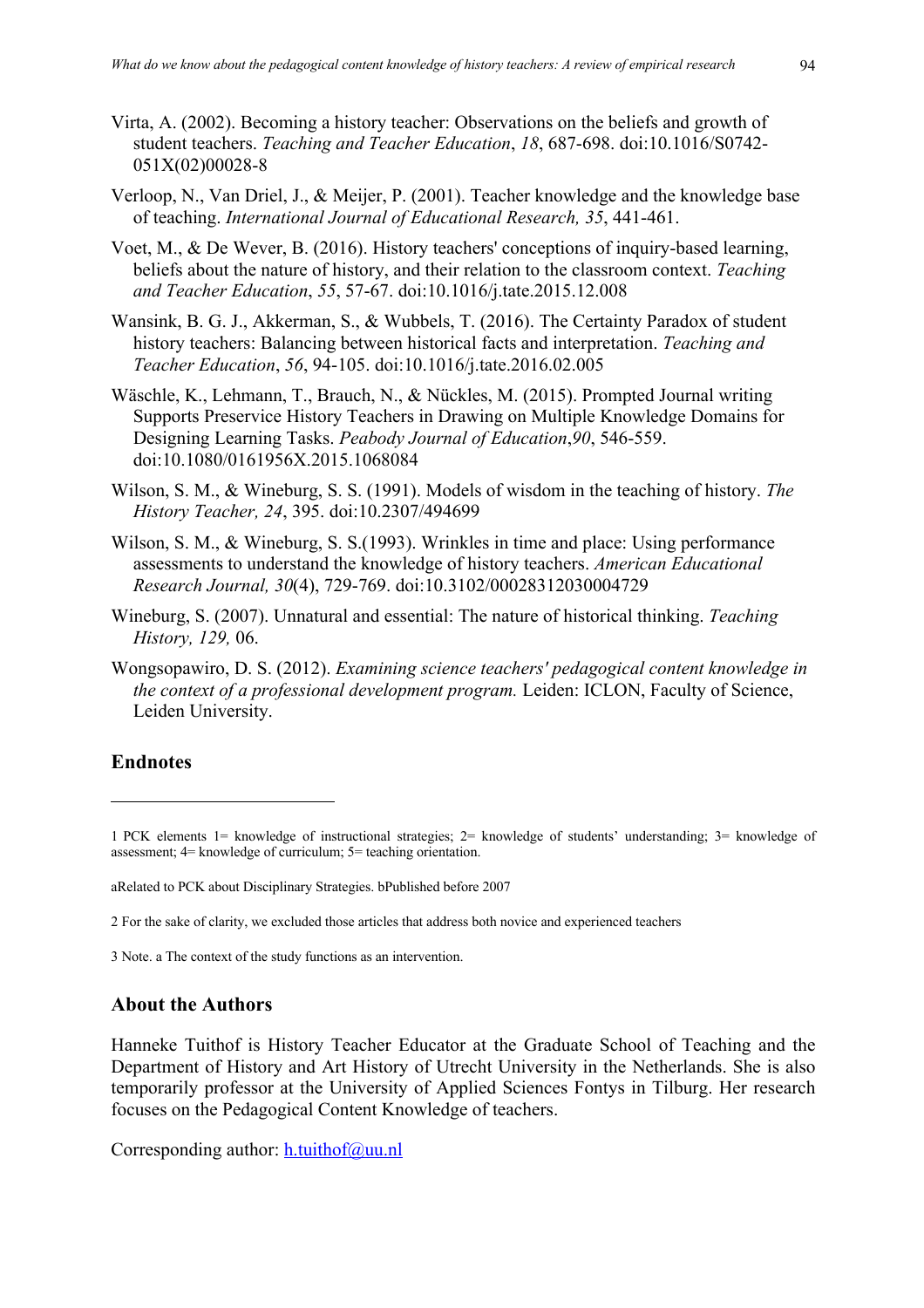Virta, A. (2002). Becoming a history teacher: Observations on the beliefs and growth of student teachers. *Teaching and Teacher Education*, *18*, 687-698. doi:10.1016/S0742-051X(02)00028-8

Verloop, N., Van Driel, J., & Meijer, P. (2001). Teacher knowledge and the knowledge base of teaching. *International Journal of Educational Research, 35*, 441-461.

Voet, M., & De Wever, B. (2016). History teachers' conceptions of inquiry-based learning, beliefs about the nature of history, and their relation to the classroom context. *Teaching and Teacher Education*, *55*, 57-67. doi:10.1016/j.tate.2015.12.008

Wansink, B. G. J., Akkerman, S., & Wubbels, T. (2016). The Certainty Paradox of student history teachers: Balancing between historical facts and interpretation. *Teaching and Teacher Education*, *56*, 94-105. doi:10.1016/j.tate.2016.02.005

Wäschle, K., Lehmann, T., Brauch, N., & Nückles, M. (2015). Prompted Journal writing Supports Preservice History Teachers in Drawing on Multiple Knowledge Domains for Designing Learning Tasks. *Peabody Journal of Education*,*90*, 546-559. doi:10.1080/0161956X.2015.1068084

Wilson, S. M., & Wineburg, S. S. (1991). Models of wisdom in the teaching of history. *The History Teacher, 24*, 395. doi:10.2307/494699

Wilson, S. M., & Wineburg, S. S.(1993). Wrinkles in time and place: Using performance assessments to understand the knowledge of history teachers. *American Educational Research Journal, 30*(4), 729-769. doi:10.3102/00028312030004729

Wineburg, S. (2007). Unnatural and essential: The nature of historical thinking. *Teaching History, 129,* 06.

Wongsopawiro, D. S. (2012). *Examining science teachers' pedagogical content knowledge in the context of a professional development program.* Leiden: ICLON, Faculty of Science, Leiden University.

## Endnotes

1 PCK elements 1= knowledge of instructional strategies; 2= knowledge of students' understanding; 3= knowledge of assessment; 4= knowledge of curriculum; 5= teaching orientation.

aRelated to PCK about Disciplinary Strategies. bPublished before 2007

2 For the sake of clarity, we excluded those articles that address both novice and experienced teachers

3 Note. a The context of the study functions as an intervention.

## About the Authors

Hanneke Tuithof is History Teacher Educator at the Graduate School of Teaching and the Department of History and Art History of Utrecht University in the Netherlands. She is also temporarily professor at the University of Applied Sciences Fontys in Tilburg. Her research focuses on the Pedagogical Content Knowledge of teachers.

Corresponding author: h.tuithof@uu.nl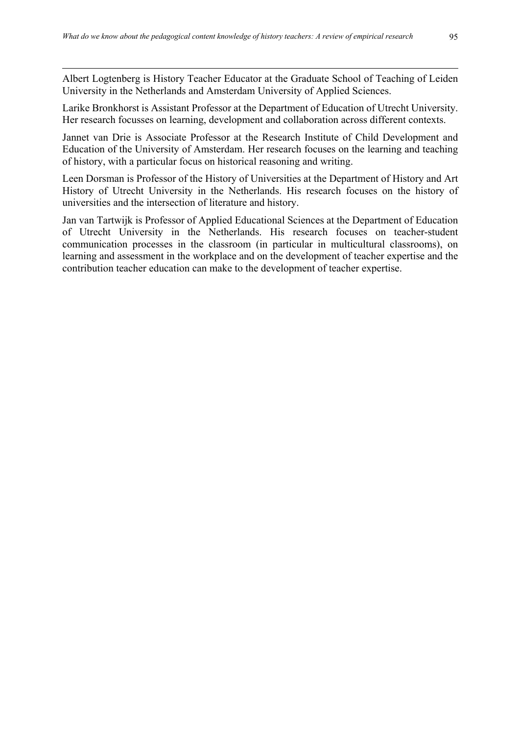Albert Logtenberg is History Teacher Educator at the Graduate School of Teaching of Leiden University in the Netherlands and Amsterdam University of Applied Sciences.

Larike Bronkhorst is Assistant Professor at the Department of Education of Utrecht University. Her research focusses on learning, development and collaboration across different contexts.

Jannet van Drie is Associate Professor at the Research Institute of Child Development and Education of the University of Amsterdam. Her research focuses on the learning and teaching of history, with a particular focus on historical reasoning and writing.

Leen Dorsman is Professor of the History of Universities at the Department of History and Art History of Utrecht University in the Netherlands. His research focuses on the history of universities and the intersection of literature and history.

Jan van Tartwijk is Professor of Applied Educational Sciences at the Department of Education of Utrecht University in the Netherlands. His research focuses on teacher-student communication processes in the classroom (in particular in multicultural classrooms), on learning and assessment in the workplace and on the development of teacher expertise and the contribution teacher education can make to the development of teacher expertise.